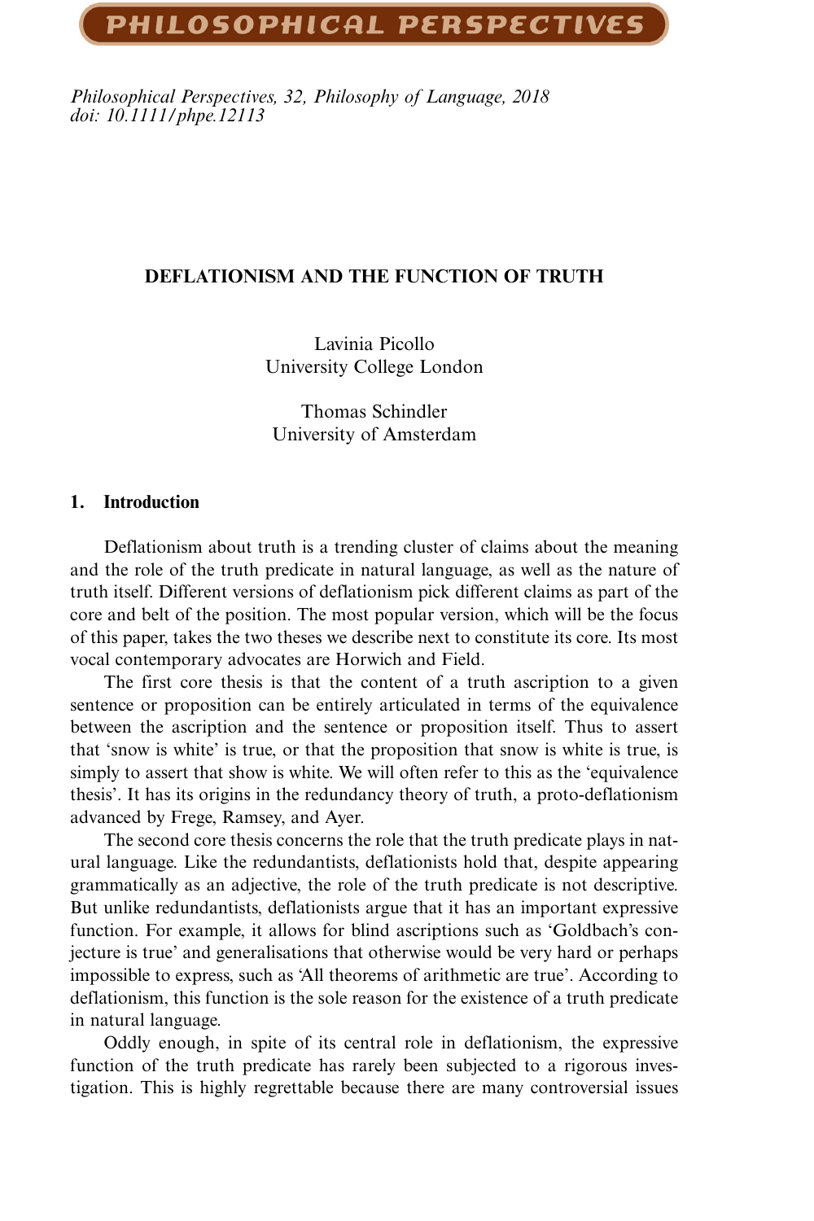Philosophical Perspectives, 32, Philosophy of Language, 2018
doi: 10.1111/phpe.12113

# DEFLATIONISM AND THE FUNCTION OF TRUTH

Lavinia Picollo
University College London

Thomas Schindler
University of Amsterdam

## 1. Introduction

Deflationism about truth is a trending cluster of claims about the meaning and the role of the truth predicate in natural language, as well as the nature of truth itself. Different versions of deflationism pick different claims as part of the core and belt of the position. The most popular version, which will be the focus of this paper, takes the two theses we describe next to constitute its core. Its most vocal contemporary advocates are Horwich and Field.

The first core thesis is that the content of a truth ascription to a given sentence or proposition can be entirely articulated in terms of the equivalence between the ascription and the sentence or proposition itself. Thus to assert that 'snow is white' is true, or that the proposition that snow is white is true, is simply to assert that show is white. We will often refer to this as the 'equivalence thesis'. It has its origins in the redundancy theory of truth, a proto-deflationism advanced by Frege, Ramsey, and Ayer.

The second core thesis concerns the role that the truth predicate plays in natural language. Like the redundantists, deflationists hold that, despite appearing grammatically as an adjective, the role of the truth predicate is not descriptive. But unlike redundantists, deflationists argue that it has an important expressive function. For example, it allows for blind ascriptions such as 'Goldbach's conjecture is true' and generalisations that otherwise would be very hard or perhaps impossible to express, such as 'All theorems of arithmetic are true'. According to deflationism, this function is the sole reason for the existence of a truth predicate in natural language.

Oddly enough, in spite of its central role in deflationism, the expressive function of the truth predicate has rarely been subjected to a rigorous investigation. This is highly regrettable because there are many controversial issues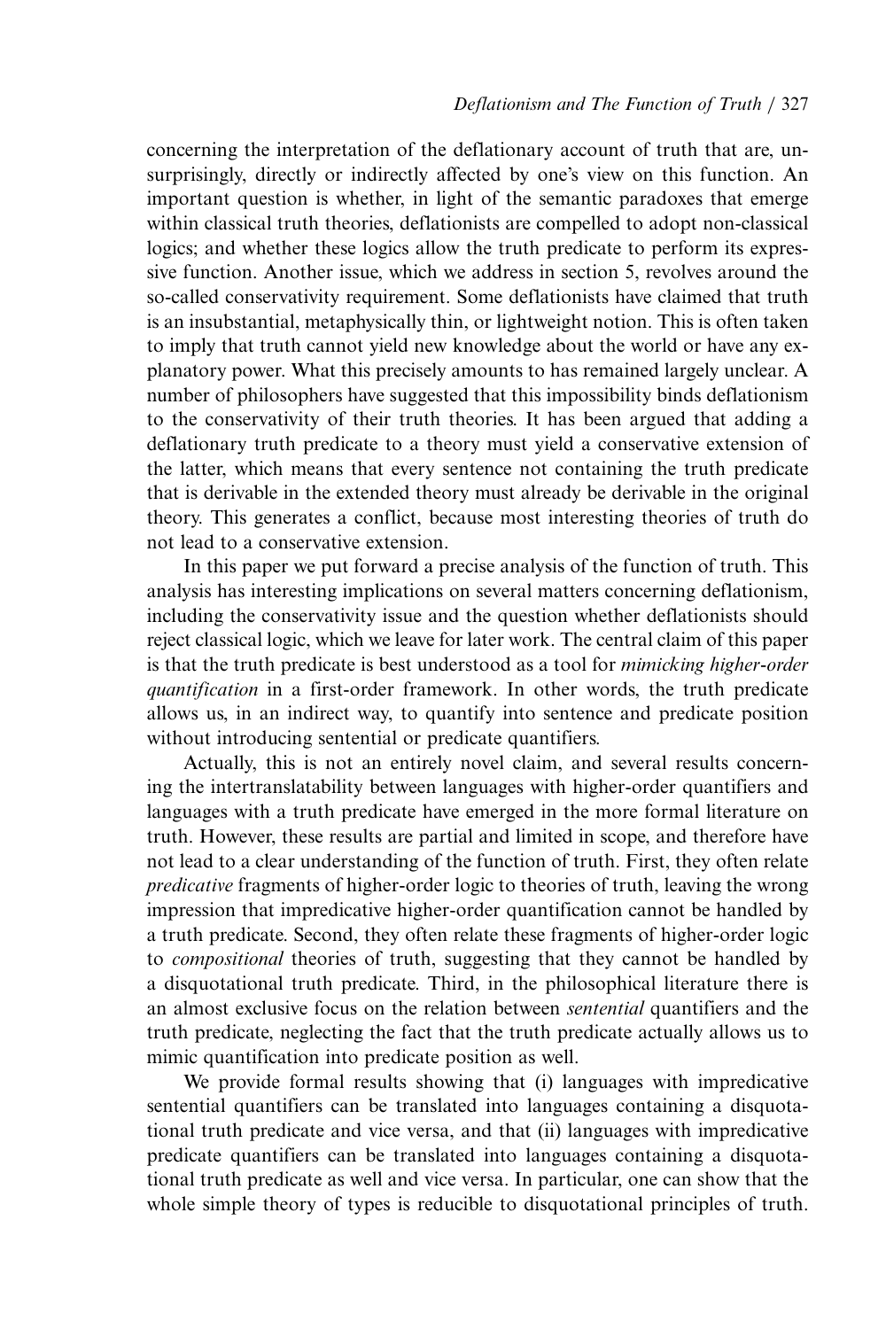concerning the interpretation of the deflationary account of truth that are, unsurprisingly, directly or indirectly affected by one's view on this function. An important question is whether, in light of the semantic paradoxes that emerge within classical truth theories, deflationists are compelled to adopt non-classical logics; and whether these logics allow the truth predicate to perform its expressive function. Another issue, which we address in section 5, revolves around the so-called conservativity requirement. Some deflationists have claimed that truth is an insubstantial, metaphysically thin, or lightweight notion. This is often taken to imply that truth cannot yield new knowledge about the world or have any explanatory power. What this precisely amounts to has remained largely unclear. A number of philosophers have suggested that this impossibility binds deflationism to the conservativity of their truth theories. It has been argued that adding a deflationary truth predicate to a theory must yield a conservative extension of the latter, which means that every sentence not containing the truth predicate that is derivable in the extended theory must already be derivable in the original theory. This generates a conflict, because most interesting theories of truth do not lead to a conservative extension.

In this paper we put forward a precise analysis of the function of truth. This analysis has interesting implications on several matters concerning deflationism, including the conservativity issue and the question whether deflationists should reject classical logic, which we leave for later work. The central claim of this paper is that the truth predicate is best understood as a tool for *mimicking higher-order quantification* in a first-order framework. In other words, the truth predicate allows us, in an indirect way, to quantify into sentence and predicate position without introducing sentential or predicate quantifiers.

Actually, this is not an entirely novel claim, and several results concerning the intertranslatability between languages with higher-order quantifiers and languages with a truth predicate have emerged in the more formal literature on truth. However, these results are partial and limited in scope, and therefore have not lead to a clear understanding of the function of truth. First, they often relate *predicative* fragments of higher-order logic to theories of truth, leaving the wrong impression that impredicative higher-order quantification cannot be handled by a truth predicate. Second, they often relate these fragments of higher-order logic to *compositional* theories of truth, suggesting that they cannot be handled by a disquotational truth predicate. Third, in the philosophical literature there is an almost exclusive focus on the relation between *sentential* quantifiers and the truth predicate, neglecting the fact that the truth predicate actually allows us to mimic quantification into predicate position as well.

We provide formal results showing that (i) languages with impredicative sentential quantifiers can be translated into languages containing a disquotational truth predicate and vice versa, and that (ii) languages with impredicative predicate quantifiers can be translated into languages containing a disquotational truth predicate as well and vice versa. In particular, one can show that the whole simple theory of types is reducible to disquotational principles of truth.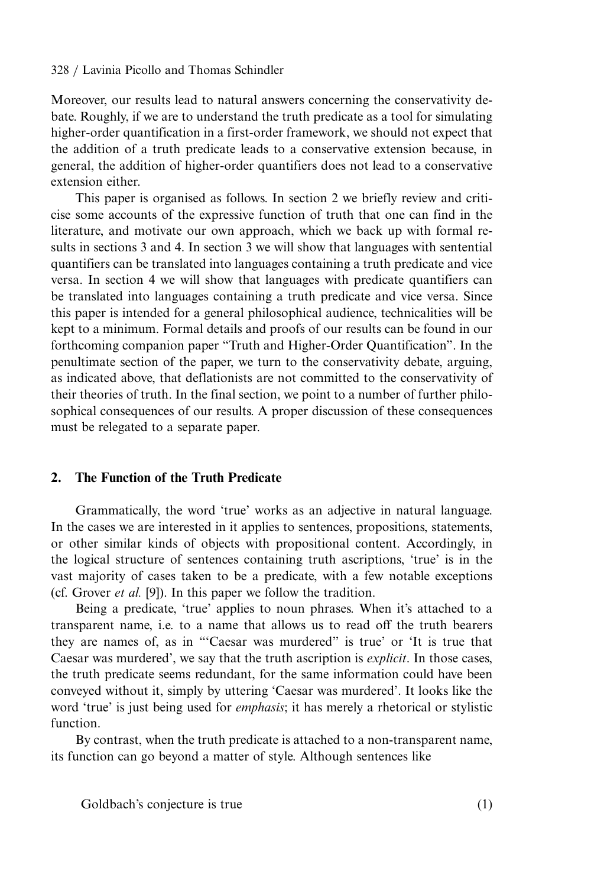Moreover, our results lead to natural answers concerning the conservativity debate. Roughly, if we are to understand the truth predicate as a tool for simulating higher-order quantification in a first-order framework, we should not expect that the addition of a truth predicate leads to a conservative extension because, in general, the addition of higher-order quantifiers does not lead to a conservative extension either.

This paper is organised as follows. In section 2 we briefly review and criticise some accounts of the expressive function of truth that one can find in the literature, and motivate our own approach, which we back up with formal results in sections 3 and 4. In section 3 we will show that languages with sentential quantifiers can be translated into languages containing a truth predicate and vice versa. In section 4 we will show that languages with predicate quantifiers can be translated into languages containing a truth predicate and vice versa. Since this paper is intended for a general philosophical audience, technicalities will be kept to a minimum. Formal details and proofs of our results can be found in our forthcoming companion paper "Truth and Higher-Order Quantification". In the penultimate section of the paper, we turn to the conservativity debate, arguing, as indicated above, that deflationists are not committed to the conservativity of their theories of truth. In the final section, we point to a number of further philosophical consequences of our results. A proper discussion of these consequences must be relegated to a separate paper.

## 2. The Function of the Truth Predicate

Grammatically, the word 'true' works as an adjective in natural language. In the cases we are interested in it applies to sentences, propositions, statements, or other similar kinds of objects with propositional content. Accordingly, in the logical structure of sentences containing truth ascriptions, 'true' is in the vast majority of cases taken to be a predicate, with a few notable exceptions (cf. Grover *et al.* [9]). In this paper we follow the tradition.

Being a predicate, 'true' applies to noun phrases. When it's attached to a transparent name, i.e. to a name that allows us to read off the truth bearers they are names of, as in "'Caesar was murdered" is true' or 'It is true that Caesar was murdered', we say that the truth ascription is *explicit*. In those cases, the truth predicate seems redundant, for the same information could have been conveyed without it, simply by uttering 'Caesar was murdered'. It looks like the word 'true' is just being used for *emphasis*; it has merely a rhetorical or stylistic function.

By contrast, when the truth predicate is attached to a non-transparent name, its function can go beyond a matter of style. Although sentences like

Goldbach's conjecture is true (1)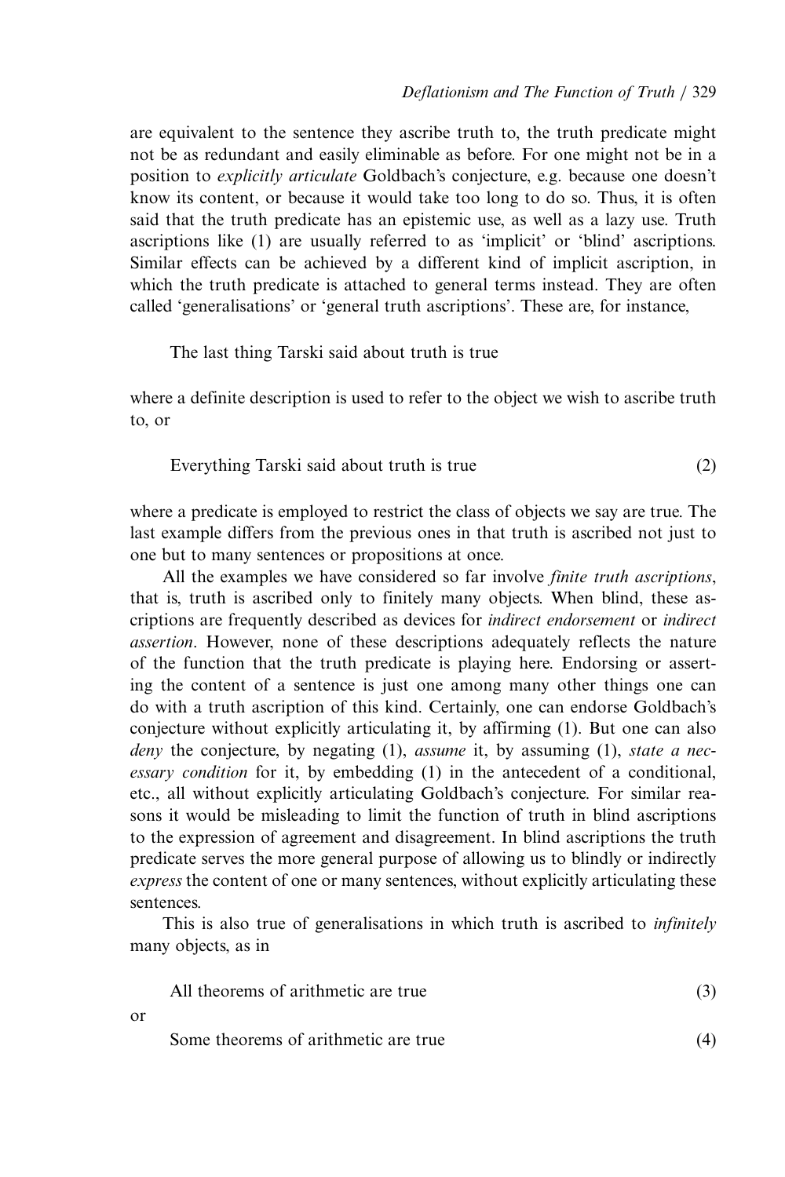are equivalent to the sentence they ascribe truth to, the truth predicate might not be as redundant and easily eliminable as before. For one might not be in a position to *explicitly articulate* Goldbach's conjecture, e.g. because one doesn't know its content, or because it would take too long to do so. Thus, it is often said that the truth predicate has an epistemic use, as well as a lazy use. Truth ascriptions like (1) are usually referred to as 'implicit' or 'blind' ascriptions. Similar effects can be achieved by a different kind of implicit ascription, in which the truth predicate is attached to general terms instead. They are often called 'generalisations' or 'general truth ascriptions'. These are, for instance,

> The last thing Tarski said about truth is true

where a definite description is used to refer to the object we wish to ascribe truth to, or

> Everything Tarski said about truth is true (2)

where a predicate is employed to restrict the class of objects we say are true. The last example differs from the previous ones in that truth is ascribed not just to one but to many sentences or propositions at once.

All the examples we have considered so far involve *finite truth ascriptions*, that is, truth is ascribed only to finitely many objects. When blind, these ascriptions are frequently described as devices for *indirect endorsement* or *indirect assertion*. However, none of these descriptions adequately reflects the nature of the function that the truth predicate is playing here. Endorsing or asserting the content of a sentence is just one among many other things one can do with a truth ascription of this kind. Certainly, one can endorse Goldbach's conjecture without explicitly articulating it, by affirming (1). But one can also *deny* the conjecture, by negating (1), *assume* it, by assuming (1), *state a necessary condition* for it, by embedding (1) in the antecedent of a conditional, etc., all without explicitly articulating Goldbach's conjecture. For similar reasons it would be misleading to limit the function of truth in blind ascriptions to the expression of agreement and disagreement. In blind ascriptions the truth predicate serves the more general purpose of allowing us to blindly or indirectly *express* the content of one or many sentences, without explicitly articulating these sentences.

This is also true of generalisations in which truth is ascribed to *infinitely* many objects, as in

> All theorems of arithmetic are true (3)

or

> Some theorems of arithmetic are true (4)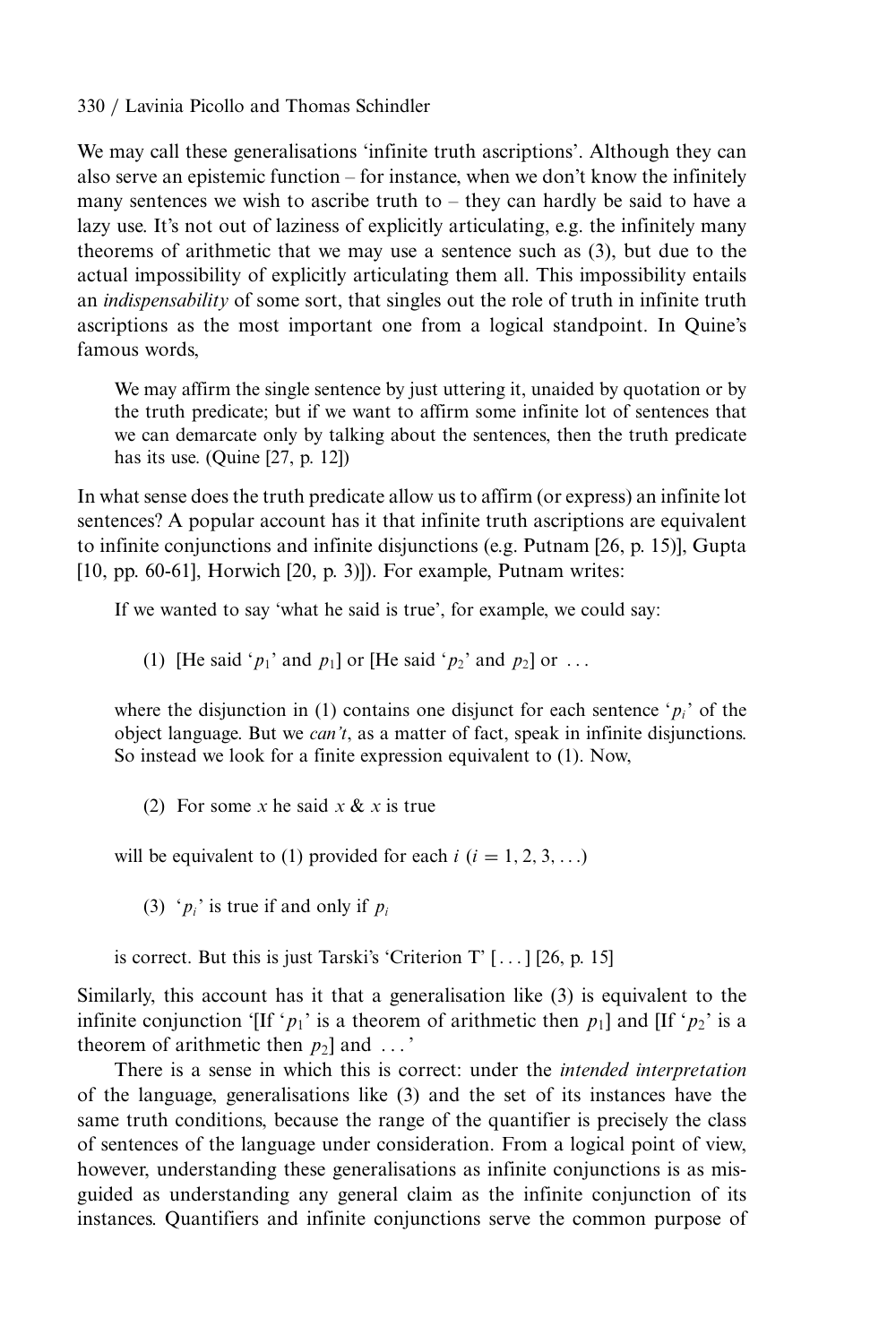We may call these generalisations 'infinite truth ascriptions'. Although they can also serve an epistemic function – for instance, when we don't know the infinitely many sentences we wish to ascribe truth to – they can hardly be said to have a lazy use. It's not out of laziness of explicitly articulating, e.g. the infinitely many theorems of arithmetic that we may use a sentence such as (3), but due to the actual impossibility of explicitly articulating them all. This impossibility entails an *indispensability* of some sort, that singles out the role of truth in infinite truth ascriptions as the most important one from a logical standpoint. In Quine's famous words,

> We may affirm the single sentence by just uttering it, unaided by quotation or by the truth predicate; but if we want to affirm some infinite lot of sentences that we can demarcate only by talking about the sentences, then the truth predicate has its use. (Quine [27, p. 12])

In what sense does the truth predicate allow us to affirm (or express) an infinite lot sentences? A popular account has it that infinite truth ascriptions are equivalent to infinite conjunctions and infinite disjunctions (e.g. Putnam [26, p. 15)], Gupta [10, pp. 60-61], Horwich [20, p. 3)]). For example, Putnam writes:

> If we wanted to say 'what he said is true', for example, we could say:
>
> (1) [He said '$p_1$' and $p_1$] or [He said '$p_2$' and $p_2$] or ...
>
> where the disjunction in (1) contains one disjunct for each sentence '$p_i$' of the object language. But we *can't*, as a matter of fact, speak in infinite disjunctions. So instead we look for a finite expression equivalent to (1). Now,
>
> (2) For some $x$ he said $x$ & $x$ is true
>
> will be equivalent to (1) provided for each $i$ ($i = 1, 2, 3, \ldots$)
>
> (3) '$p_i$' is true if and only if $p_i$
>
> is correct. But this is just Tarski's 'Criterion T' [...] [26, p. 15]

Similarly, this account has it that a generalisation like (3) is equivalent to the infinite conjunction '[If '$p_1$' is a theorem of arithmetic then $p_1$] and [If '$p_2$' is a theorem of arithmetic then $p_2$] and ...'

There is a sense in which this is correct: under the *intended interpretation* of the language, generalisations like (3) and the set of its instances have the same truth conditions, because the range of the quantifier is precisely the class of sentences of the language under consideration. From a logical point of view, however, understanding these generalisations as infinite conjunctions is as misguided as understanding any general claim as the infinite conjunction of its instances. Quantifiers and infinite conjunctions serve the common purpose of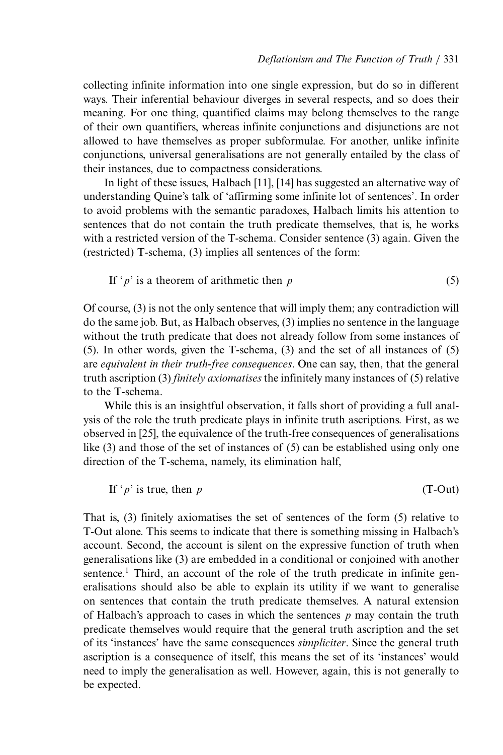collecting infinite information into one single expression, but do so in different ways. Their inferential behaviour diverges in several respects, and so does their meaning. For one thing, quantified claims may belong themselves to the range of their own quantifiers, whereas infinite conjunctions and disjunctions are not allowed to have themselves as proper subformulae. For another, unlike infinite conjunctions, universal generalisations are not generally entailed by the class of their instances, due to compactness considerations.

In light of these issues, Halbach [11], [14] has suggested an alternative way of understanding Quine's talk of 'affirming some infinite lot of sentences'. In order to avoid problems with the semantic paradoxes, Halbach limits his attention to sentences that do not contain the truth predicate themselves, that is, he works with a restricted version of the T-schema. Consider sentence (3) again. Given the (restricted) T-schema, (3) implies all sentences of the form:

$$\text{If '}p\text{' is a theorem of arithmetic then } p \tag{5}$$

Of course, (3) is not the only sentence that will imply them; any contradiction will do the same job. But, as Halbach observes, (3) implies no sentence in the language without the truth predicate that does not already follow from some instances of (5). In other words, given the T-schema, (3) and the set of all instances of (5) are *equivalent in their truth-free consequences*. One can say, then, that the general truth ascription (3) *finitely axiomatises* the infinitely many instances of (5) relative to the T-schema.

While this is an insightful observation, it falls short of providing a full analysis of the role the truth predicate plays in infinite truth ascriptions. First, as we observed in [25], the equivalence of the truth-free consequences of generalisations like (3) and those of the set of instances of (5) can be established using only one direction of the T-schema, namely, its elimination half,

$$\text{If '}p\text{' is true, then } p \tag{T-Out}$$

That is, (3) finitely axiomatises the set of sentences of the form (5) relative to T-Out alone. This seems to indicate that there is something missing in Halbach's account. Second, the account is silent on the expressive function of truth when generalisations like (3) are embedded in a conditional or conjoined with another sentence.[1] Third, an account of the role of the truth predicate in infinite generalisations should also be able to explain its utility if we want to generalise on sentences that contain the truth predicate themselves. A natural extension of Halbach's approach to cases in which the sentences $p$ may contain the truth predicate themselves would require that the general truth ascription and the set of its 'instances' have the same consequences *simpliciter*. Since the general truth ascription is a consequence of itself, this means the set of its 'instances' would need to imply the generalisation as well. However, again, this is not generally to be expected.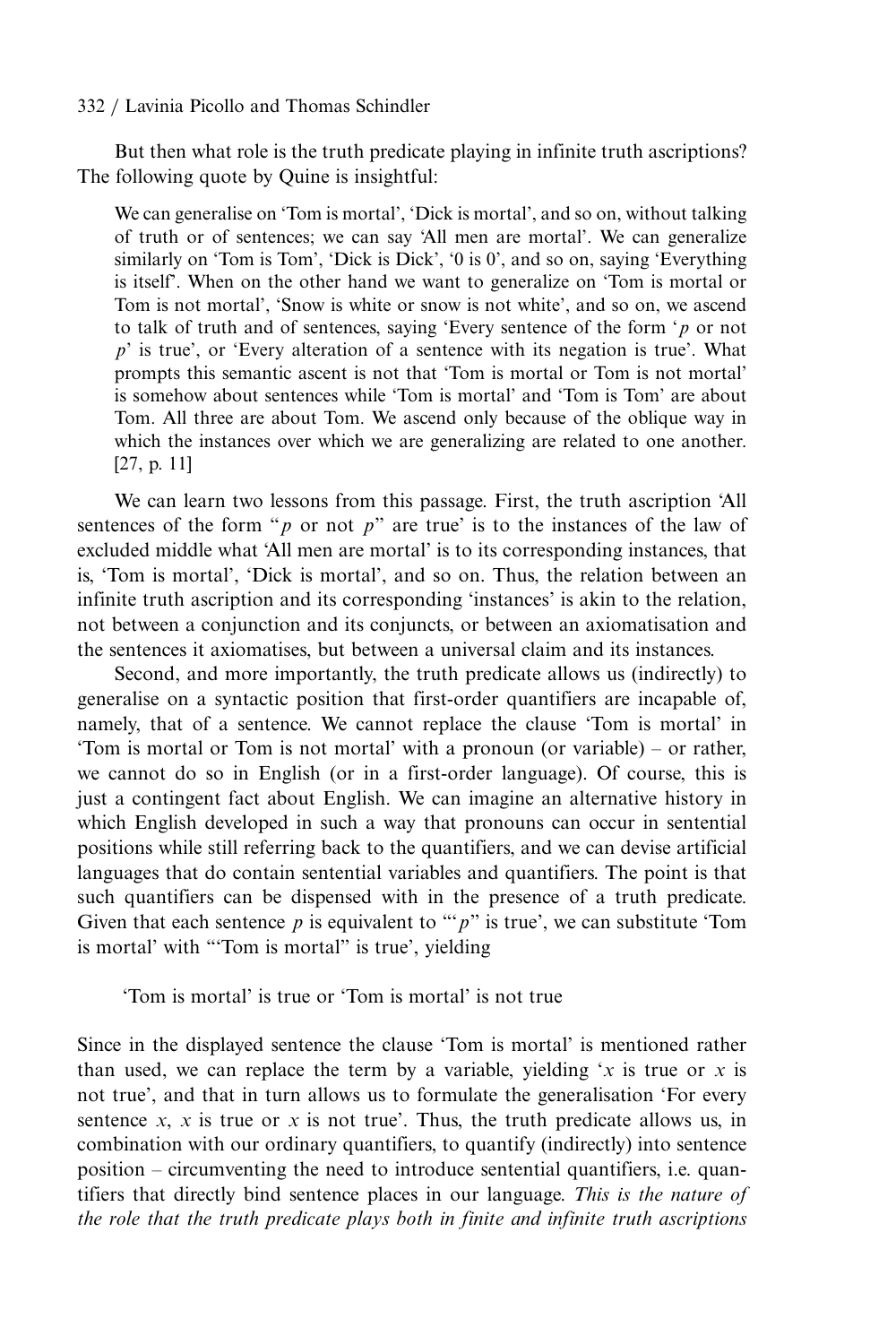But then what role is the truth predicate playing in infinite truth ascriptions? The following quote by Quine is insightful:

> We can generalise on 'Tom is mortal', 'Dick is mortal', and so on, without talking of truth or of sentences; we can say 'All men are mortal'. We can generalize similarly on 'Tom is Tom', 'Dick is Dick', '0 is 0', and so on, saying 'Everything is itself'. When on the other hand we want to generalize on 'Tom is mortal or Tom is not mortal', 'Snow is white or snow is not white', and so on, we ascend to talk of truth and of sentences, saying 'Every sentence of the form '$p$ or not $p$' is true', or 'Every alteration of a sentence with its negation is true'. What prompts this semantic ascent is not that 'Tom is mortal or Tom is not mortal' is somehow about sentences while 'Tom is mortal' and 'Tom is Tom' are about Tom. All three are about Tom. We ascend only because of the oblique way in which the instances over which we are generalizing are related to one another. [27, p. 11]

We can learn two lessons from this passage. First, the truth ascription 'All sentences of the form "$p$ or not $p$" are true' is to the instances of the law of excluded middle what 'All men are mortal' is to its corresponding instances, that is, 'Tom is mortal', 'Dick is mortal', and so on. Thus, the relation between an infinite truth ascription and its corresponding 'instances' is akin to the relation, not between a conjunction and its conjuncts, or between an axiomatisation and the sentences it axiomatises, but between a universal claim and its instances.

Second, and more importantly, the truth predicate allows us (indirectly) to generalise on a syntactic position that first-order quantifiers are incapable of, namely, that of a sentence. We cannot replace the clause 'Tom is mortal' in 'Tom is mortal or Tom is not mortal' with a pronoun (or variable) – or rather, we cannot do so in English (or in a first-order language). Of course, this is just a contingent fact about English. We can imagine an alternative history in which English developed in such a way that pronouns can occur in sentential positions while still referring back to the quantifiers, and we can devise artificial languages that do contain sentential variables and quantifiers. The point is that such quantifiers can be dispensed with in the presence of a truth predicate. Given that each sentence $p$ is equivalent to "'$p$" is true', we can substitute 'Tom is mortal' with "'Tom is mortal" is true', yielding

'Tom is mortal' is true or 'Tom is mortal' is not true

Since in the displayed sentence the clause 'Tom is mortal' is mentioned rather than used, we can replace the term by a variable, yielding '$x$ is true or $x$ is not true', and that in turn allows us to formulate the generalisation 'For every sentence $x$, $x$ is true or $x$ is not true'. Thus, the truth predicate allows us, in combination with our ordinary quantifiers, to quantify (indirectly) into sentence position – circumventing the need to introduce sentential quantifiers, i.e. quantifiers that directly bind sentence places in our language. *This is the nature of the role that the truth predicate plays both in finite and infinite truth ascriptions*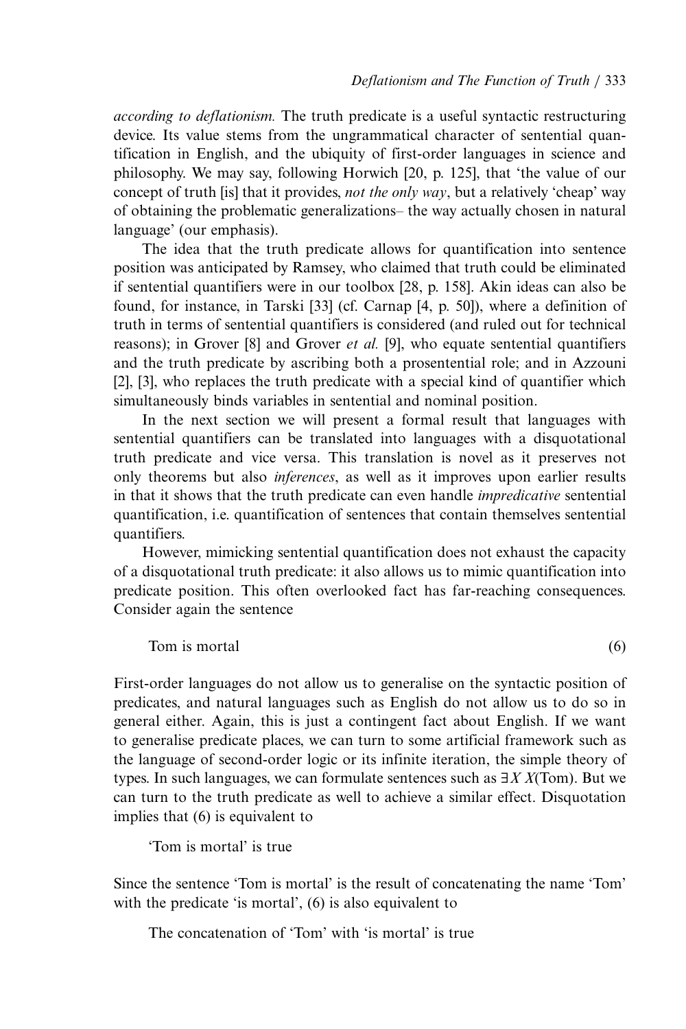*according to deflationism.* The truth predicate is a useful syntactic restructuring device. Its value stems from the ungrammatical character of sentential quantification in English, and the ubiquity of first-order languages in science and philosophy. We may say, following Horwich [20, p. 125], that 'the value of our concept of truth [is] that it provides, *not the only way*, but a relatively 'cheap' way of obtaining the problematic generalizations– the way actually chosen in natural language' (our emphasis).

The idea that the truth predicate allows for quantification into sentence position was anticipated by Ramsey, who claimed that truth could be eliminated if sentential quantifiers were in our toolbox [28, p. 158]. Akin ideas can also be found, for instance, in Tarski [33] (cf. Carnap [4, p. 50]), where a definition of truth in terms of sentential quantifiers is considered (and ruled out for technical reasons); in Grover [8] and Grover *et al.* [9], who equate sentential quantifiers and the truth predicate by ascribing both a prosentential role; and in Azzouni [2], [3], who replaces the truth predicate with a special kind of quantifier which simultaneously binds variables in sentential and nominal position.

In the next section we will present a formal result that languages with sentential quantifiers can be translated into languages with a disquotational truth predicate and vice versa. This translation is novel as it preserves not only theorems but also *inferences*, as well as it improves upon earlier results in that it shows that the truth predicate can even handle *impredicative* sentential quantification, i.e. quantification of sentences that contain themselves sentential quantifiers.

However, mimicking sentential quantification does not exhaust the capacity of a disquotational truth predicate: it also allows us to mimic quantification into predicate position. This often overlooked fact has far-reaching consequences. Consider again the sentence

Tom is mortal (6)

First-order languages do not allow us to generalise on the syntactic position of predicates, and natural languages such as English do not allow us to do so in general either. Again, this is just a contingent fact about English. If we want to generalise predicate places, we can turn to some artificial framework such as the language of second-order logic or its infinite iteration, the simple theory of types. In such languages, we can formulate sentences such as $\exists X\, X(\text{Tom})$. But we can turn to the truth predicate as well to achieve a similar effect. Disquotation implies that (6) is equivalent to

'Tom is mortal' is true

Since the sentence 'Tom is mortal' is the result of concatenating the name 'Tom' with the predicate 'is mortal', (6) is also equivalent to

The concatenation of 'Tom' with 'is mortal' is true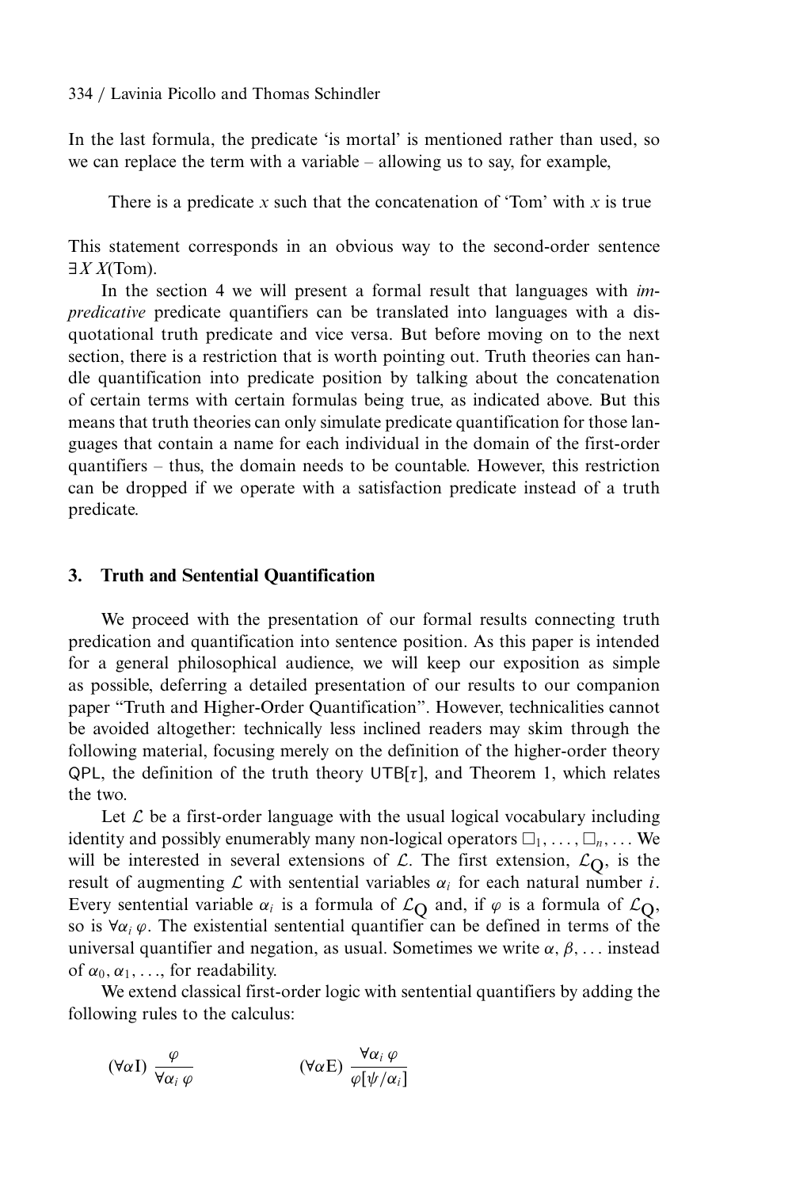In the last formula, the predicate 'is mortal' is mentioned rather than used, so we can replace the term with a variable – allowing us to say, for example,

> There is a predicate $x$ such that the concatenation of 'Tom' with $x$ is true

This statement corresponds in an obvious way to the second-order sentence $\exists X\, X(\text{Tom})$.

In the section 4 we will present a formal result that languages with *impredicative* predicate quantifiers can be translated into languages with a disquotational truth predicate and vice versa. But before moving on to the next section, there is a restriction that is worth pointing out. Truth theories can handle quantification into predicate position by talking about the concatenation of certain terms with certain formulas being true, as indicated above. But this means that truth theories can only simulate predicate quantification for those languages that contain a name for each individual in the domain of the first-order quantifiers – thus, the domain needs to be countable. However, this restriction can be dropped if we operate with a satisfaction predicate instead of a truth predicate.

## 3. Truth and Sentential Quantification

We proceed with the presentation of our formal results connecting truth predication and quantification into sentence position. As this paper is intended for a general philosophical audience, we will keep our exposition as simple as possible, deferring a detailed presentation of our results to our companion paper "Truth and Higher-Order Quantification". However, technicalities cannot be avoided altogether: technically less inclined readers may skim through the following material, focusing merely on the definition of the higher-order theory QPL, the definition of the truth theory UTB$[\tau]$, and Theorem 1, which relates the two.

Let $\mathcal{L}$ be a first-order language with the usual logical vocabulary including identity and possibly enumerably many non-logical operators $\Box_1, \ldots, \Box_n, \ldots$ We will be interested in several extensions of $\mathcal{L}$. The first extension, $\mathcal{L}_{\mathrm{Q}}$, is the result of augmenting $\mathcal{L}$ with sentential variables $\alpha_i$ for each natural number $i$. Every sentential variable $\alpha_i$ is a formula of $\mathcal{L}_{\mathrm{Q}}$ and, if $\varphi$ is a formula of $\mathcal{L}_{\mathrm{Q}}$, so is $\forall \alpha_i\, \varphi$. The existential sentential quantifier can be defined in terms of the universal quantifier and negation, as usual. Sometimes we write $\alpha, \beta, \ldots$ instead of $\alpha_0, \alpha_1, \ldots$, for readability.

We extend classical first-order logic with sentential quantifiers by adding the following rules to the calculus:

$$(\forall\alpha\mathrm{I})\ \frac{\varphi}{\forall\alpha_i\, \varphi} \qquad\qquad (\forall\alpha\mathrm{E})\ \frac{\forall\alpha_i\, \varphi}{\varphi[\psi/\alpha_i]}$$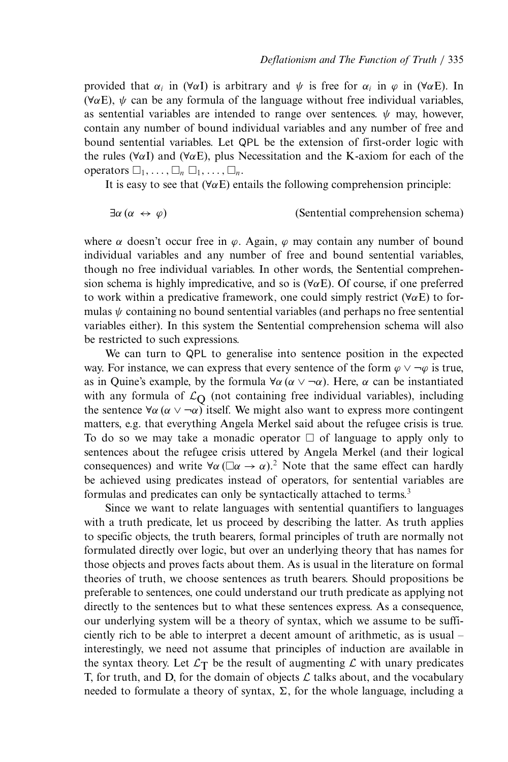provided that $\alpha_i$ in ($\forall\alpha$I) is arbitrary and $\psi$ is free for $\alpha_i$ in $\varphi$ in ($\forall\alpha$E). In ($\forall\alpha$E), $\psi$ can be any formula of the language without free individual variables, as sentential variables are intended to range over sentences. $\psi$ may, however, contain any number of bound individual variables and any number of free and bound sentential variables. Let QPL be the extension of first-order logic with the rules ($\forall\alpha$I) and ($\forall\alpha$E), plus Necessitation and the K-axiom for each of the operators $\Box_1, \ldots, \Box_n$ $\Box_1, \ldots, \Box_n$.

It is easy to see that ($\forall\alpha$E) entails the following comprehension principle:

$$\exists\alpha\,(\alpha \leftrightarrow \varphi) \qquad\qquad \text{(Sentential comprehension schema)}$$

where $\alpha$ doesn't occur free in $\varphi$. Again, $\varphi$ may contain any number of bound individual variables and any number of free and bound sentential variables, though no free individual variables. In other words, the Sentential comprehension schema is highly impredicative, and so is ($\forall\alpha$E). Of course, if one preferred to work within a predicative framework, one could simply restrict ($\forall\alpha$E) to formulas $\psi$ containing no bound sentential variables (and perhaps no free sentential variables either). In this system the Sentential comprehension schema will also be restricted to such expressions.

We can turn to QPL to generalise into sentence position in the expected way. For instance, we can express that every sentence of the form $\varphi \vee \neg\varphi$ is true, as in Quine's example, by the formula $\forall\alpha\,(\alpha \vee \neg\alpha)$. Here, $\alpha$ can be instantiated with any formula of $\mathcal{L}_{\mathrm{Q}}$ (not containing free individual variables), including the sentence $\forall\alpha\,(\alpha \vee \neg\alpha)$ itself. We might also want to express more contingent matters, e.g. that everything Angela Merkel said about the refugee crisis is true. To do so we may take a monadic operator $\Box$ of language to apply only to sentences about the refugee crisis uttered by Angela Merkel (and their logical consequences) and write $\forall\alpha\,(\Box\alpha \to \alpha)$.[2] Note that the same effect can hardly be achieved using predicates instead of operators, for sentential variables are formulas and predicates can only be syntactically attached to terms.[3]

Since we want to relate languages with sentential quantifiers to languages with a truth predicate, let us proceed by describing the latter. As truth applies to specific objects, the truth bearers, formal principles of truth are normally not formulated directly over logic, but over an underlying theory that has names for those objects and proves facts about them. As is usual in the literature on formal theories of truth, we choose sentences as truth bearers. Should propositions be preferable to sentences, one could understand our truth predicate as applying not directly to the sentences but to what these sentences express. As a consequence, our underlying system will be a theory of syntax, which we assume to be sufficiently rich to be able to interpret a decent amount of arithmetic, as is usual – interestingly, we need not assume that principles of induction are available in the syntax theory. Let $\mathcal{L}_{\mathrm{T}}$ be the result of augmenting $\mathcal{L}$ with unary predicates T, for truth, and D, for the domain of objects $\mathcal{L}$ talks about, and the vocabulary needed to formulate a theory of syntax, $\Sigma$, for the whole language, including a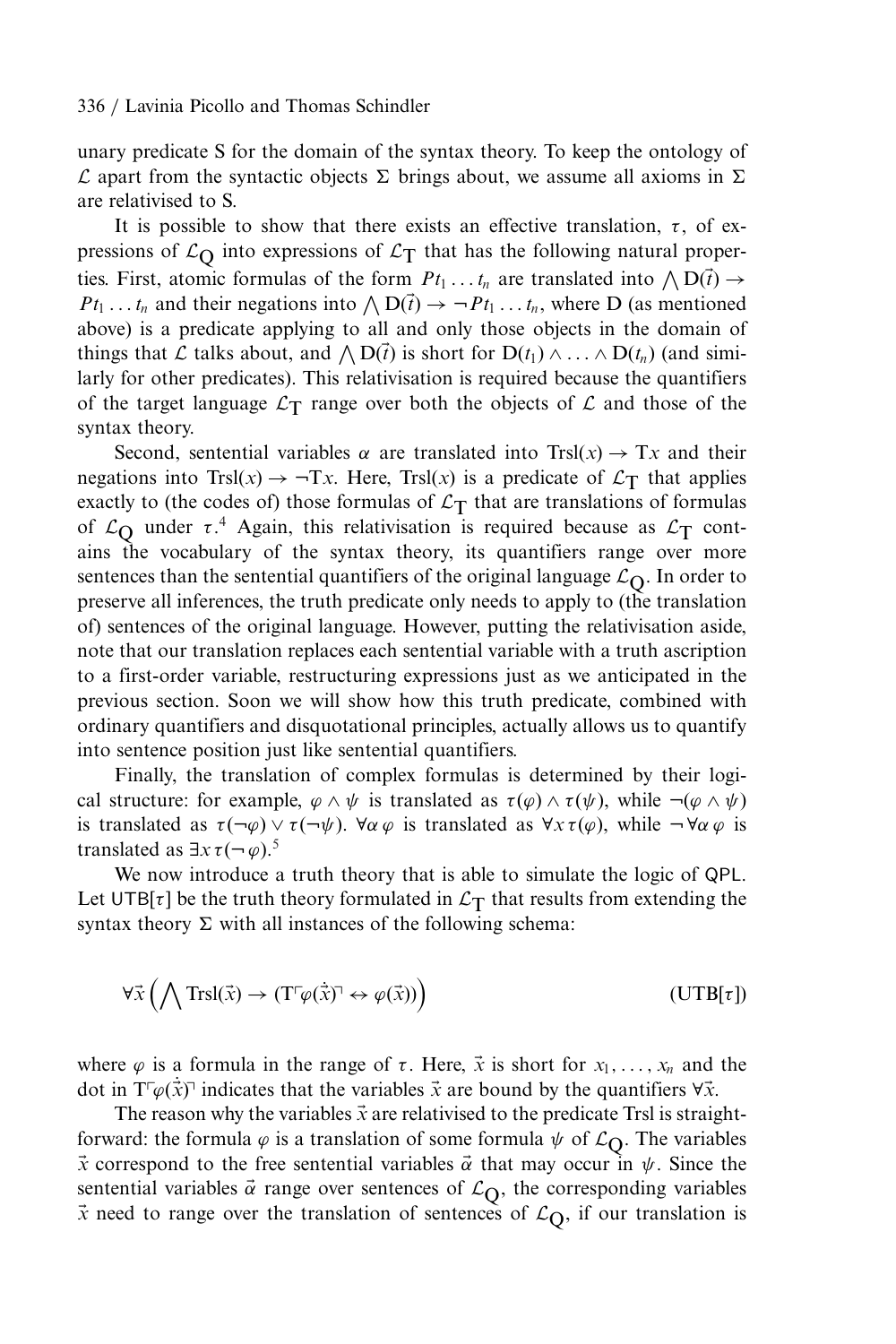unary predicate S for the domain of the syntax theory. To keep the ontology of $\mathcal{L}$ apart from the syntactic objects $\Sigma$ brings about, we assume all axioms in $\Sigma$ are relativised to S.

It is possible to show that there exists an effective translation, $\tau$, of expressions of $\mathcal{L}_{\mathrm{Q}}$ into expressions of $\mathcal{L}_{\mathrm{T}}$ that has the following natural properties. First, atomic formulas of the form $Pt_1 \dots t_n$ are translated into $\bigwedge \mathrm{D}(\vec{t}) \rightarrow Pt_1 \dots t_n$ and their negations into $\bigwedge \mathrm{D}(\vec{t}) \rightarrow \neg Pt_1 \dots t_n$, where D (as mentioned above) is a predicate applying to all and only those objects in the domain of things that $\mathcal{L}$ talks about, and $\bigwedge \mathrm{D}(\vec{t})$ is short for $\mathrm{D}(t_1) \wedge \dots \wedge \mathrm{D}(t_n)$ (and similarly for other predicates). This relativisation is required because the quantifiers of the target language $\mathcal{L}_{\mathrm{T}}$ range over both the objects of $\mathcal{L}$ and those of the syntax theory.

Second, sentential variables $\alpha$ are translated into $\mathrm{Trsl}(x) \rightarrow \mathrm{T}x$ and their negations into $\mathrm{Trsl}(x) \rightarrow \neg \mathrm{T}x$. Here, $\mathrm{Trsl}(x)$ is a predicate of $\mathcal{L}_{\mathrm{T}}$ that applies exactly to (the codes of) those formulas of $\mathcal{L}_{\mathrm{T}}$ that are translations of formulas of $\mathcal{L}_{\mathrm{Q}}$ under $\tau$.[4] Again, this relativisation is required because as $\mathcal{L}_{\mathrm{T}}$ contains the vocabulary of the syntax theory, its quantifiers range over more sentences than the sentential quantifiers of the original language $\mathcal{L}_{\mathrm{Q}}$. In order to preserve all inferences, the truth predicate only needs to apply to (the translation of) sentences of the original language. However, putting the relativisation aside, note that our translation replaces each sentential variable with a truth ascription to a first-order variable, restructuring expressions just as we anticipated in the previous section. Soon we will show how this truth predicate, combined with ordinary quantifiers and disquotational principles, actually allows us to quantify into sentence position just like sentential quantifiers.

Finally, the translation of complex formulas is determined by their logical structure: for example, $\varphi \wedge \psi$ is translated as $\tau(\varphi) \wedge \tau(\psi)$, while $\neg(\varphi \wedge \psi)$ is translated as $\tau(\neg\varphi) \vee \tau(\neg\psi)$. $\forall \alpha\, \varphi$ is translated as $\forall x\, \tau(\varphi)$, while $\neg \forall \alpha\, \varphi$ is translated as $\exists x\, \tau(\neg \varphi)$.[5]

We now introduce a truth theory that is able to simulate the logic of QPL. Let UTB[$\tau$] be the truth theory formulated in $\mathcal{L}_{\mathrm{T}}$ that results from extending the syntax theory $\Sigma$ with all instances of the following schema:

$$\forall \vec{x} \left( \bigwedge \mathrm{Trsl}(\vec{x}) \rightarrow (\mathrm{T}\ulcorner \varphi(\dot{\vec{x}}) \urcorner \leftrightarrow \varphi(\vec{x})) \right) \qquad (\mathrm{UTB}[\tau])$$

where $\varphi$ is a formula in the range of $\tau$. Here, $\vec{x}$ is short for $x_1, \dots, x_n$ and the dot in $\mathrm{T}\ulcorner \varphi(\dot{\vec{x}}) \urcorner$ indicates that the variables $\vec{x}$ are bound by the quantifiers $\forall \vec{x}$.

The reason why the variables $\vec{x}$ are relativised to the predicate Trsl is straightforward: the formula $\varphi$ is a translation of some formula $\psi$ of $\mathcal{L}_{\mathrm{Q}}$. The variables $\vec{x}$ correspond to the free sentential variables $\vec{\alpha}$ that may occur in $\psi$. Since the sentential variables $\vec{\alpha}$ range over sentences of $\mathcal{L}_{\mathrm{Q}}$, the corresponding variables $\vec{x}$ need to range over the translation of sentences of $\mathcal{L}_{\mathrm{Q}}$, if our translation is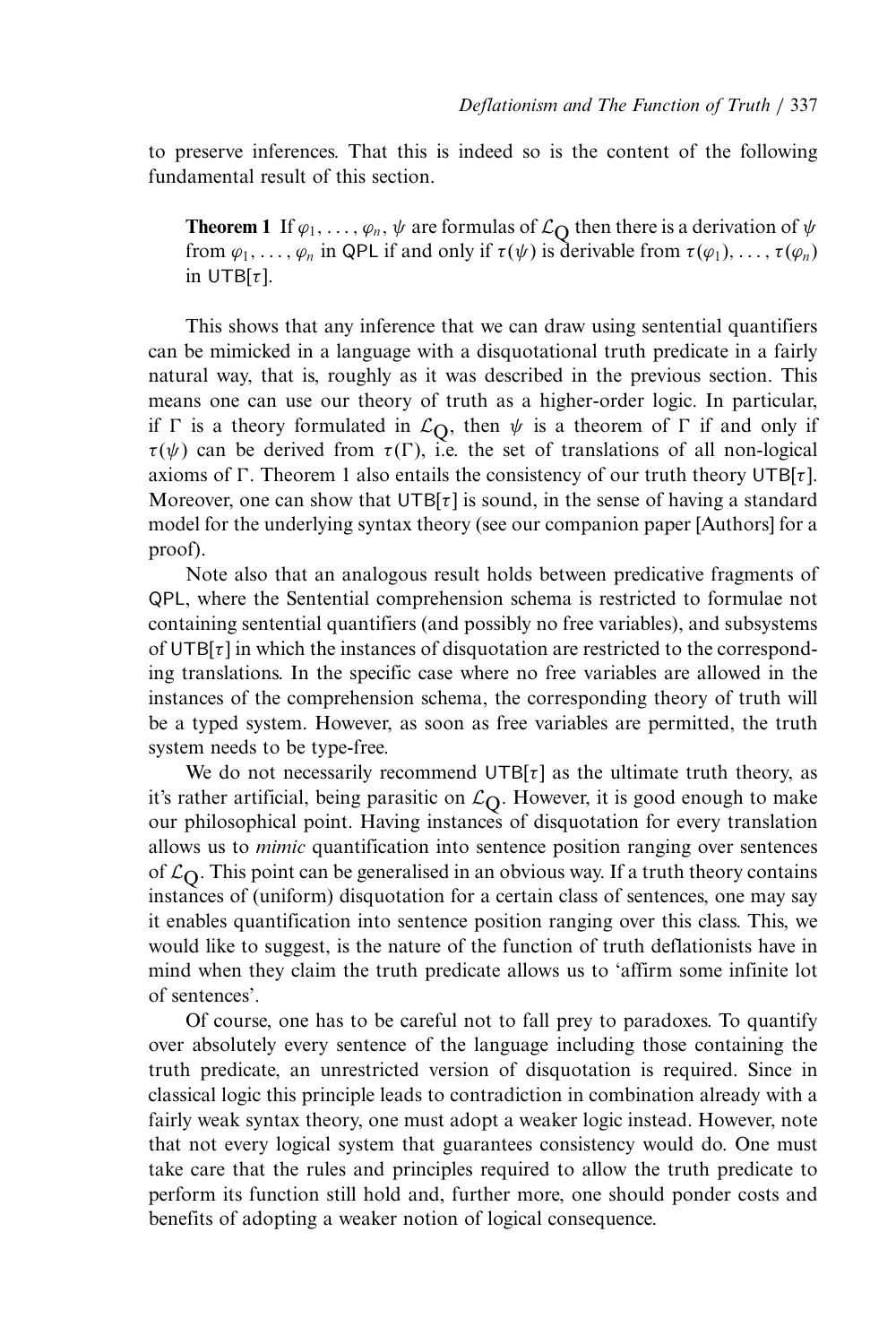to preserve inferences. That this is indeed so is the content of the following fundamental result of this section.

**Theorem 1** If $\varphi_1, \ldots, \varphi_n, \psi$ are formulas of $\mathcal{L}_Q$ then there is a derivation of $\psi$ from $\varphi_1, \ldots, \varphi_n$ in QPL if and only if $\tau(\psi)$ is derivable from $\tau(\varphi_1), \ldots, \tau(\varphi_n)$ in UTB[$\tau$].

This shows that any inference that we can draw using sentential quantifiers can be mimicked in a language with a disquotational truth predicate in a fairly natural way, that is, roughly as it was described in the previous section. This means one can use our theory of truth as a higher-order logic. In particular, if $\Gamma$ is a theory formulated in $\mathcal{L}_Q$, then $\psi$ is a theorem of $\Gamma$ if and only if $\tau(\psi)$ can be derived from $\tau(\Gamma)$, i.e. the set of translations of all non-logical axioms of $\Gamma$. Theorem 1 also entails the consistency of our truth theory UTB[$\tau$]. Moreover, one can show that UTB[$\tau$] is sound, in the sense of having a standard model for the underlying syntax theory (see our companion paper [Authors] for a proof).

Note also that an analogous result holds between predicative fragments of QPL, where the Sentential comprehension schema is restricted to formulae not containing sentential quantifiers (and possibly no free variables), and subsystems of UTB[$\tau$] in which the instances of disquotation are restricted to the corresponding translations. In the specific case where no free variables are allowed in the instances of the comprehension schema, the corresponding theory of truth will be a typed system. However, as soon as free variables are permitted, the truth system needs to be type-free.

We do not necessarily recommend UTB[$\tau$] as the ultimate truth theory, as it's rather artificial, being parasitic on $\mathcal{L}_Q$. However, it is good enough to make our philosophical point. Having instances of disquotation for every translation allows us to *mimic* quantification into sentence position ranging over sentences of $\mathcal{L}_Q$. This point can be generalised in an obvious way. If a truth theory contains instances of (uniform) disquotation for a certain class of sentences, one may say it enables quantification into sentence position ranging over this class. This, we would like to suggest, is the nature of the function of truth deflationists have in mind when they claim the truth predicate allows us to 'affirm some infinite lot of sentences'.

Of course, one has to be careful not to fall prey to paradoxes. To quantify over absolutely every sentence of the language including those containing the truth predicate, an unrestricted version of disquotation is required. Since in classical logic this principle leads to contradiction in combination already with a fairly weak syntax theory, one must adopt a weaker logic instead. However, note that not every logical system that guarantees consistency would do. One must take care that the rules and principles required to allow the truth predicate to perform its function still hold and, further more, one should ponder costs and benefits of adopting a weaker notion of logical consequence.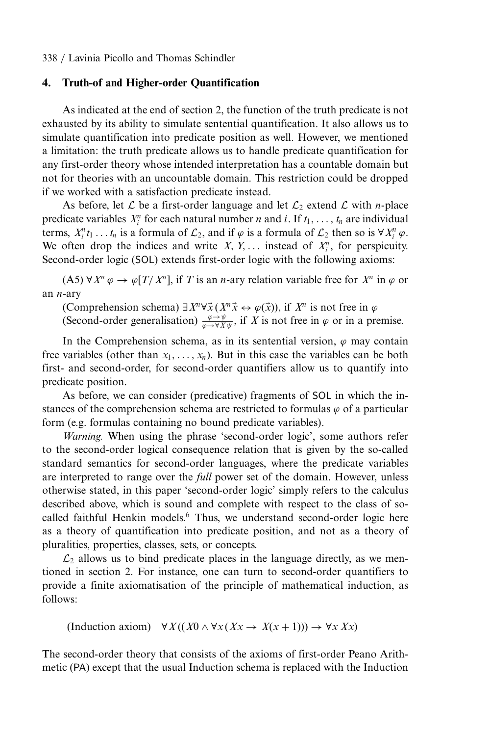## 4. Truth-of and Higher-order Quantification

As indicated at the end of section 2, the function of the truth predicate is not exhausted by its ability to simulate sentential quantification. It also allows us to simulate quantification into predicate position as well. However, we mentioned a limitation: the truth predicate allows us to handle predicate quantification for any first-order theory whose intended interpretation has a countable domain but not for theories with an uncountable domain. This restriction could be dropped if we worked with a satisfaction predicate instead.

As before, let $\mathcal{L}$ be a first-order language and let $\mathcal{L}_2$ extend $\mathcal{L}$ with $n$-place predicate variables $X_i^n$ for each natural number $n$ and $i$. If $t_1, \ldots, t_n$ are individual terms, $X_i^n t_1 \ldots t_n$ is a formula of $\mathcal{L}_2$, and if $\varphi$ is a formula of $\mathcal{L}_2$ then so is $\forall X_i^n \varphi$. We often drop the indices and write $X, Y, \ldots$ instead of $X_i^n$, for perspicuity. Second-order logic (SOL) extends first-order logic with the following axioms:

(A5) $\forall X^n \varphi \rightarrow \varphi[T/X^n]$, if $T$ is an $n$-ary relation variable free for $X^n$ in $\varphi$ or an $n$-ary

(Comprehension schema) $\exists X^n \forall \vec{x} (X^n \vec{x} \leftrightarrow \varphi(\vec{x}))$, if $X^n$ is not free in $\varphi$

(Second-order generalisation) $\frac{\varphi \rightarrow \psi}{\varphi \rightarrow \forall X \psi}$, if $X$ is not free in $\varphi$ or in a premise.

In the Comprehension schema, as in its sentential version, $\varphi$ may contain free variables (other than $x_1, \ldots, x_n$). But in this case the variables can be both first- and second-order, for second-order quantifiers allow us to quantify into predicate position.

As before, we can consider (predicative) fragments of SOL in which the instances of the comprehension schema are restricted to formulas $\varphi$ of a particular form (e.g. formulas containing no bound predicate variables).

*Warning.* When using the phrase 'second-order logic', some authors refer to the second-order logical consequence relation that is given by the so-called standard semantics for second-order languages, where the predicate variables are interpreted to range over the *full* power set of the domain. However, unless otherwise stated, in this paper 'second-order logic' simply refers to the calculus described above, which is sound and complete with respect to the class of so-called faithful Henkin models.[6] Thus, we understand second-order logic here as a theory of quantification into predicate position, and not as a theory of pluralities, properties, classes, sets, or concepts.

$\mathcal{L}_2$ allows us to bind predicate places in the language directly, as we mentioned in section 2. For instance, one can turn to second-order quantifiers to provide a finite axiomatisation of the principle of mathematical induction, as follows:

(Induction axiom) $\quad \forall X ((X0 \wedge \forall x (Xx \rightarrow X(x+1))) \rightarrow \forall x \, Xx)$

The second-order theory that consists of the axioms of first-order Peano Arithmetic (PA) except that the usual Induction schema is replaced with the Induction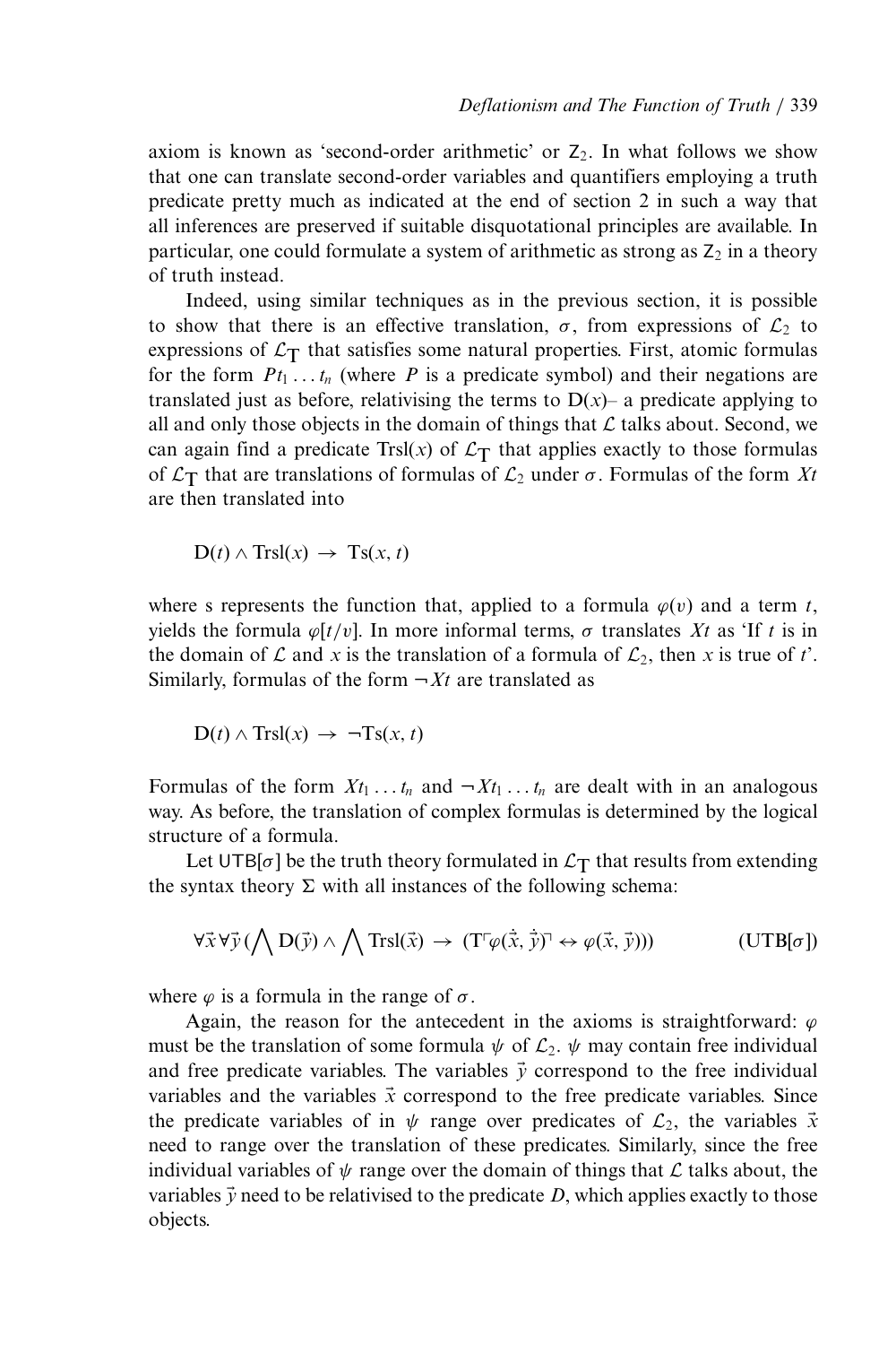axiom is known as 'second-order arithmetic' or $\mathsf{Z}_2$. In what follows we show that one can translate second-order variables and quantifiers employing a truth predicate pretty much as indicated at the end of section 2 in such a way that all inferences are preserved if suitable disquotational principles are available. In particular, one could formulate a system of arithmetic as strong as $\mathsf{Z}_2$ in a theory of truth instead.

Indeed, using similar techniques as in the previous section, it is possible to show that there is an effective translation, $\sigma$, from expressions of $\mathcal{L}_2$ to expressions of $\mathcal{L}_{\mathrm{T}}$ that satisfies some natural properties. First, atomic formulas for the form $Pt_1 \ldots t_n$ (where $P$ is a predicate symbol) and their negations are translated just as before, relativising the terms to $\mathrm{D}(x)$– a predicate applying to all and only those objects in the domain of things that $\mathcal{L}$ talks about. Second, we can again find a predicate $\mathrm{Trsl}(x)$ of $\mathcal{L}_{\mathrm{T}}$ that applies exactly to those formulas of $\mathcal{L}_{\mathrm{T}}$ that are translations of formulas of $\mathcal{L}_2$ under $\sigma$. Formulas of the form $Xt$ are then translated into

$$\mathrm{D}(t) \wedge \mathrm{Trsl}(x) \rightarrow \mathrm{Ts}(x, t)$$

where s represents the function that, applied to a formula $\varphi(v)$ and a term $t$, yields the formula $\varphi[t/v]$. In more informal terms, $\sigma$ translates $Xt$ as 'If $t$ is in the domain of $\mathcal{L}$ and $x$ is the translation of a formula of $\mathcal{L}_2$, then $x$ is true of $t$'. Similarly, formulas of the form $\neg Xt$ are translated as

$$\mathrm{D}(t) \wedge \mathrm{Trsl}(x) \rightarrow \neg\mathrm{Ts}(x, t)$$

Formulas of the form $Xt_1 \ldots t_n$ and $\neg Xt_1 \ldots t_n$ are dealt with in an analogous way. As before, the translation of complex formulas is determined by the logical structure of a formula.

Let $\mathsf{UTB}[\sigma]$ be the truth theory formulated in $\mathcal{L}_{\mathrm{T}}$ that results from extending the syntax theory $\Sigma$ with all instances of the following schema:

$$\forall \vec{x} \forall \vec{y} \left( \bigwedge \mathrm{D}(\vec{y}) \wedge \bigwedge \mathrm{Trsl}(\vec{x}) \rightarrow (\mathrm{T}\ulcorner \varphi(\dot{\vec{x}}, \dot{\vec{y}}) \urcorner \leftrightarrow \varphi(\vec{x}, \vec{y})) \right) \qquad (\mathsf{UTB}[\sigma])$$

where $\varphi$ is a formula in the range of $\sigma$.

Again, the reason for the antecedent in the axioms is straightforward: $\varphi$ must be the translation of some formula $\psi$ of $\mathcal{L}_2$. $\psi$ may contain free individual and free predicate variables. The variables $\vec{y}$ correspond to the free individual variables and the variables $\vec{x}$ correspond to the free predicate variables. Since the predicate variables of in $\psi$ range over predicates of $\mathcal{L}_2$, the variables $\vec{x}$ need to range over the translation of these predicates. Similarly, since the free individual variables of $\psi$ range over the domain of things that $\mathcal{L}$ talks about, the variables $\vec{y}$ need to be relativised to the predicate $D$, which applies exactly to those objects.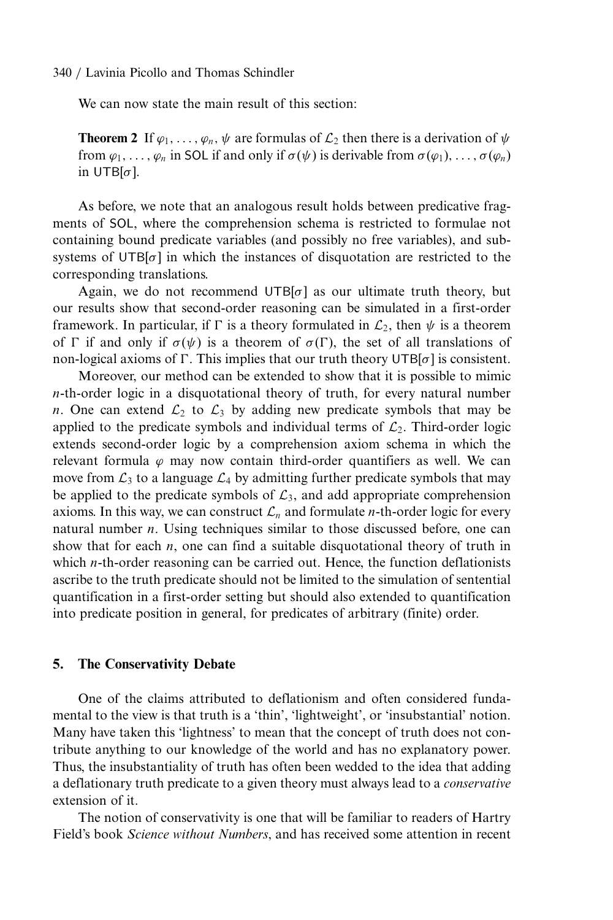We can now state the main result of this section:

**Theorem 2** If $\varphi_1, \ldots, \varphi_n, \psi$ are formulas of $\mathcal{L}_2$ then there is a derivation of $\psi$ from $\varphi_1, \ldots, \varphi_n$ in SOL if and only if $\sigma(\psi)$ is derivable from $\sigma(\varphi_1), \ldots, \sigma(\varphi_n)$ in $\mathsf{UTB}[\sigma]$.

As before, we note that an analogous result holds between predicative fragments of SOL, where the comprehension schema is restricted to formulae not containing bound predicate variables (and possibly no free variables), and subsystems of $\mathsf{UTB}[\sigma]$ in which the instances of disquotation are restricted to the corresponding translations.

Again, we do not recommend $\mathsf{UTB}[\sigma]$ as our ultimate truth theory, but our results show that second-order reasoning can be simulated in a first-order framework. In particular, if $\Gamma$ is a theory formulated in $\mathcal{L}_2$, then $\psi$ is a theorem of $\Gamma$ if and only if $\sigma(\psi)$ is a theorem of $\sigma(\Gamma)$, the set of all translations of non-logical axioms of $\Gamma$. This implies that our truth theory $\mathsf{UTB}[\sigma]$ is consistent.

Moreover, our method can be extended to show that it is possible to mimic $n$-th-order logic in a disquotational theory of truth, for every natural number $n$. One can extend $\mathcal{L}_2$ to $\mathcal{L}_3$ by adding new predicate symbols that may be applied to the predicate symbols and individual terms of $\mathcal{L}_2$. Third-order logic extends second-order logic by a comprehension axiom schema in which the relevant formula $\varphi$ may now contain third-order quantifiers as well. We can move from $\mathcal{L}_3$ to a language $\mathcal{L}_4$ by admitting further predicate symbols that may be applied to the predicate symbols of $\mathcal{L}_3$, and add appropriate comprehension axioms. In this way, we can construct $\mathcal{L}_n$ and formulate $n$-th-order logic for every natural number $n$. Using techniques similar to those discussed before, one can show that for each $n$, one can find a suitable disquotational theory of truth in which $n$-th-order reasoning can be carried out. Hence, the function deflationists ascribe to the truth predicate should not be limited to the simulation of sentential quantification in a first-order setting but should also extended to quantification into predicate position in general, for predicates of arbitrary (finite) order.

## 5. The Conservativity Debate

One of the claims attributed to deflationism and often considered fundamental to the view is that truth is a 'thin', 'lightweight', or 'insubstantial' notion. Many have taken this 'lightness' to mean that the concept of truth does not contribute anything to our knowledge of the world and has no explanatory power. Thus, the insubstantiality of truth has often been wedded to the idea that adding a deflationary truth predicate to a given theory must always lead to a *conservative* extension of it.

The notion of conservativity is one that will be familiar to readers of Hartry Field's book *Science without Numbers*, and has received some attention in recent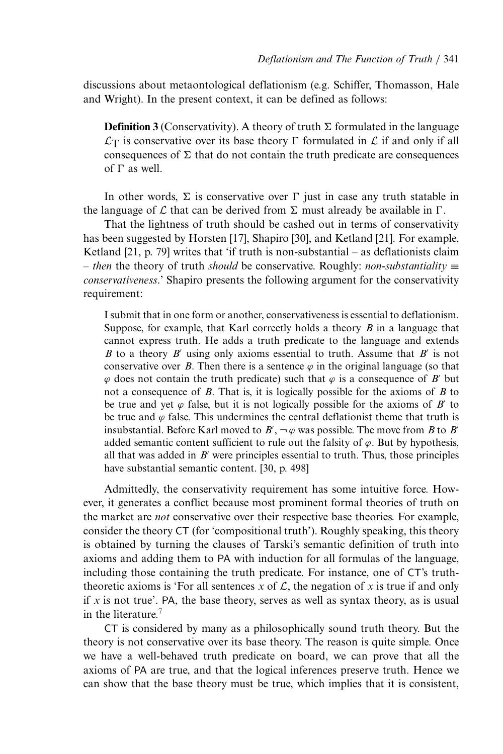discussions about metaontological deflationism (e.g. Schiffer, Thomasson, Hale and Wright). In the present context, it can be defined as follows:

> **Definition 3** (Conservativity). A theory of truth $\Sigma$ formulated in the language $\mathcal{L}_{\mathrm{T}}$ is conservative over its base theory $\Gamma$ formulated in $\mathcal{L}$ if and only if all consequences of $\Sigma$ that do not contain the truth predicate are consequences of $\Gamma$ as well.

In other words, $\Sigma$ is conservative over $\Gamma$ just in case any truth statable in the language of $\mathcal{L}$ that can be derived from $\Sigma$ must already be available in $\Gamma$.

That the lightness of truth should be cashed out in terms of conservativity has been suggested by Horsten [17], Shapiro [30], and Ketland [21]. For example, Ketland [21, p. 79] writes that 'if truth is non-substantial – as deflationists claim – *then* the theory of truth *should* be conservative. Roughly: *non-substantiality* $\equiv$ *conservativeness*.' Shapiro presents the following argument for the conservativity requirement:

> I submit that in one form or another, conservativeness is essential to deflationism. Suppose, for example, that Karl correctly holds a theory $B$ in a language that cannot express truth. He adds a truth predicate to the language and extends $B$ to a theory $B'$ using only axioms essential to truth. Assume that $B'$ is not conservative over $B$. Then there is a sentence $\varphi$ in the original language (so that $\varphi$ does not contain the truth predicate) such that $\varphi$ is a consequence of $B'$ but not a consequence of $B$. That is, it is logically possible for the axioms of $B$ to be true and yet $\varphi$ false, but it is not logically possible for the axioms of $B'$ to be true and $\varphi$ false. This undermines the central deflationist theme that truth is insubstantial. Before Karl moved to $B'$, $\neg\varphi$ was possible. The move from $B$ to $B'$ added semantic content sufficient to rule out the falsity of $\varphi$. But by hypothesis, all that was added in $B'$ were principles essential to truth. Thus, those principles have substantial semantic content. [30, p. 498]

Admittedly, the conservativity requirement has some intuitive force. However, it generates a conflict because most prominent formal theories of truth on the market are *not* conservative over their respective base theories. For example, consider the theory CT (for 'compositional truth'). Roughly speaking, this theory is obtained by turning the clauses of Tarski's semantic definition of truth into axioms and adding them to PA with induction for all formulas of the language, including those containing the truth predicate. For instance, one of CT's truth-theoretic axioms is 'For all sentences $x$ of $\mathcal{L}$, the negation of $x$ is true if and only if $x$ is not true'. PA, the base theory, serves as well as syntax theory, as is usual in the literature.[7]

CT is considered by many as a philosophically sound truth theory. But the theory is not conservative over its base theory. The reason is quite simple. Once we have a well-behaved truth predicate on board, we can prove that all the axioms of PA are true, and that the logical inferences preserve truth. Hence we can show that the base theory must be true, which implies that it is consistent,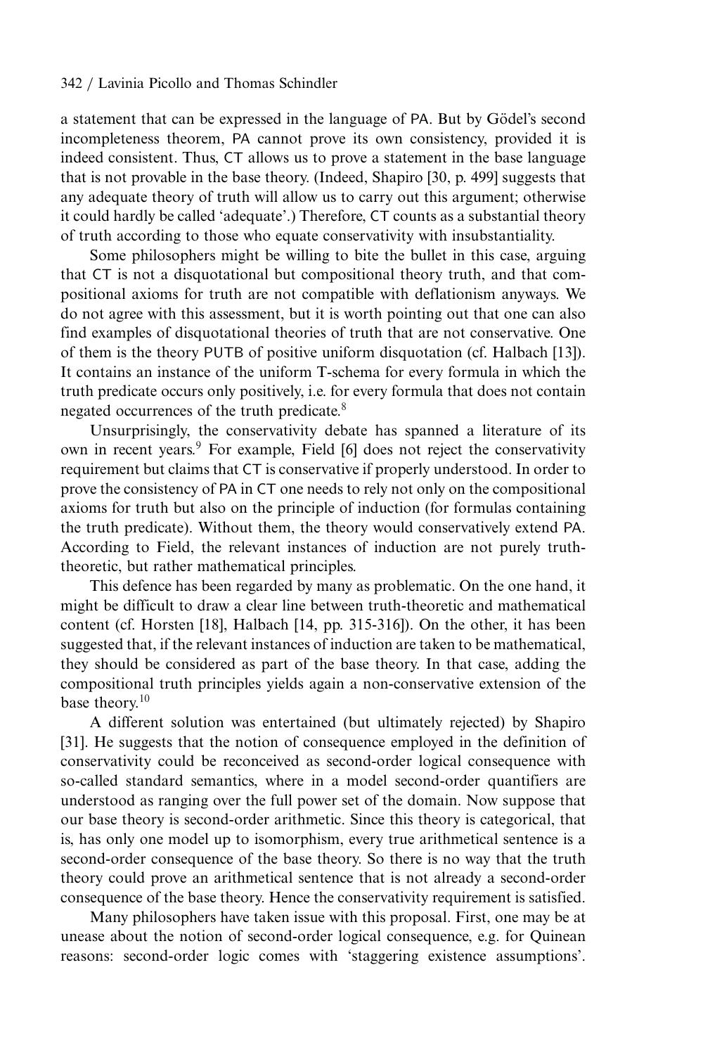a statement that can be expressed in the language of PA. But by Gödel's second incompleteness theorem, PA cannot prove its own consistency, provided it is indeed consistent. Thus, CT allows us to prove a statement in the base language that is not provable in the base theory. (Indeed, Shapiro [30, p. 499] suggests that any adequate theory of truth will allow us to carry out this argument; otherwise it could hardly be called 'adequate'.) Therefore, CT counts as a substantial theory of truth according to those who equate conservativity with insubstantiality.

Some philosophers might be willing to bite the bullet in this case, arguing that CT is not a disquotational but compositional theory truth, and that compositional axioms for truth are not compatible with deflationism anyways. We do not agree with this assessment, but it is worth pointing out that one can also find examples of disquotational theories of truth that are not conservative. One of them is the theory PUTB of positive uniform disquotation (cf. Halbach [13]). It contains an instance of the uniform T-schema for every formula in which the truth predicate occurs only positively, i.e. for every formula that does not contain negated occurrences of the truth predicate.[8]

Unsurprisingly, the conservativity debate has spanned a literature of its own in recent years.[9] For example, Field [6] does not reject the conservativity requirement but claims that CT is conservative if properly understood. In order to prove the consistency of PA in CT one needs to rely not only on the compositional axioms for truth but also on the principle of induction (for formulas containing the truth predicate). Without them, the theory would conservatively extend PA. According to Field, the relevant instances of induction are not purely truth-theoretic, but rather mathematical principles.

This defence has been regarded by many as problematic. On the one hand, it might be difficult to draw a clear line between truth-theoretic and mathematical content (cf. Horsten [18], Halbach [14, pp. 315-316]). On the other, it has been suggested that, if the relevant instances of induction are taken to be mathematical, they should be considered as part of the base theory. In that case, adding the compositional truth principles yields again a non-conservative extension of the base theory.[10]

A different solution was entertained (but ultimately rejected) by Shapiro [31]. He suggests that the notion of consequence employed in the definition of conservativity could be reconceived as second-order logical consequence with so-called standard semantics, where in a model second-order quantifiers are understood as ranging over the full power set of the domain. Now suppose that our base theory is second-order arithmetic. Since this theory is categorical, that is, has only one model up to isomorphism, every true arithmetical sentence is a second-order consequence of the base theory. So there is no way that the truth theory could prove an arithmetical sentence that is not already a second-order consequence of the base theory. Hence the conservativity requirement is satisfied.

Many philosophers have taken issue with this proposal. First, one may be at unease about the notion of second-order logical consequence, e.g. for Quinean reasons: second-order logic comes with 'staggering existence assumptions'.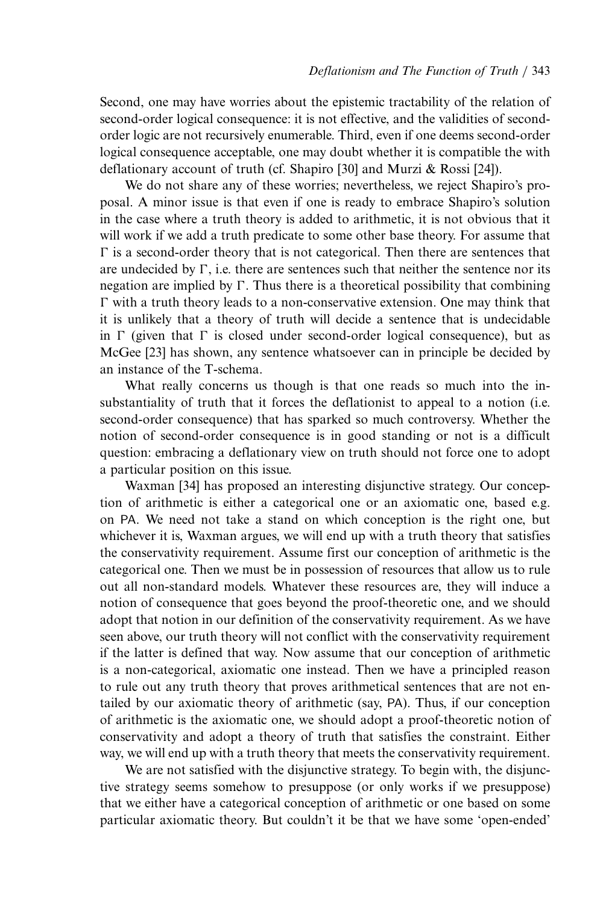Second, one may have worries about the epistemic tractability of the relation of second-order logical consequence: it is not effective, and the validities of second-order logic are not recursively enumerable. Third, even if one deems second-order logical consequence acceptable, one may doubt whether it is compatible the with deflationary account of truth (cf. Shapiro [30] and Murzi & Rossi [24]).

We do not share any of these worries; nevertheless, we reject Shapiro's proposal. A minor issue is that even if one is ready to embrace Shapiro's solution in the case where a truth theory is added to arithmetic, it is not obvious that it will work if we add a truth predicate to some other base theory. For assume that $\Gamma$ is a second-order theory that is not categorical. Then there are sentences that are undecided by $\Gamma$, i.e. there are sentences such that neither the sentence nor its negation are implied by $\Gamma$. Thus there is a theoretical possibility that combining $\Gamma$ with a truth theory leads to a non-conservative extension. One may think that it is unlikely that a theory of truth will decide a sentence that is undecidable in $\Gamma$ (given that $\Gamma$ is closed under second-order logical consequence), but as McGee [23] has shown, any sentence whatsoever can in principle be decided by an instance of the T-schema.

What really concerns us though is that one reads so much into the insubstantiality of truth that it forces the deflationist to appeal to a notion (i.e. second-order consequence) that has sparked so much controversy. Whether the notion of second-order consequence is in good standing or not is a difficult question: embracing a deflationary view on truth should not force one to adopt a particular position on this issue.

Waxman [34] has proposed an interesting disjunctive strategy. Our conception of arithmetic is either a categorical one or an axiomatic one, based e.g. on PA. We need not take a stand on which conception is the right one, but whichever it is, Waxman argues, we will end up with a truth theory that satisfies the conservativity requirement. Assume first our conception of arithmetic is the categorical one. Then we must be in possession of resources that allow us to rule out all non-standard models. Whatever these resources are, they will induce a notion of consequence that goes beyond the proof-theoretic one, and we should adopt that notion in our definition of the conservativity requirement. As we have seen above, our truth theory will not conflict with the conservativity requirement if the latter is defined that way. Now assume that our conception of arithmetic is a non-categorical, axiomatic one instead. Then we have a principled reason to rule out any truth theory that proves arithmetical sentences that are not entailed by our axiomatic theory of arithmetic (say, PA). Thus, if our conception of arithmetic is the axiomatic one, we should adopt a proof-theoretic notion of conservativity and adopt a theory of truth that satisfies the constraint. Either way, we will end up with a truth theory that meets the conservativity requirement.

We are not satisfied with the disjunctive strategy. To begin with, the disjunctive strategy seems somehow to presuppose (or only works if we presuppose) that we either have a categorical conception of arithmetic or one based on some particular axiomatic theory. But couldn't it be that we have some 'open-ended'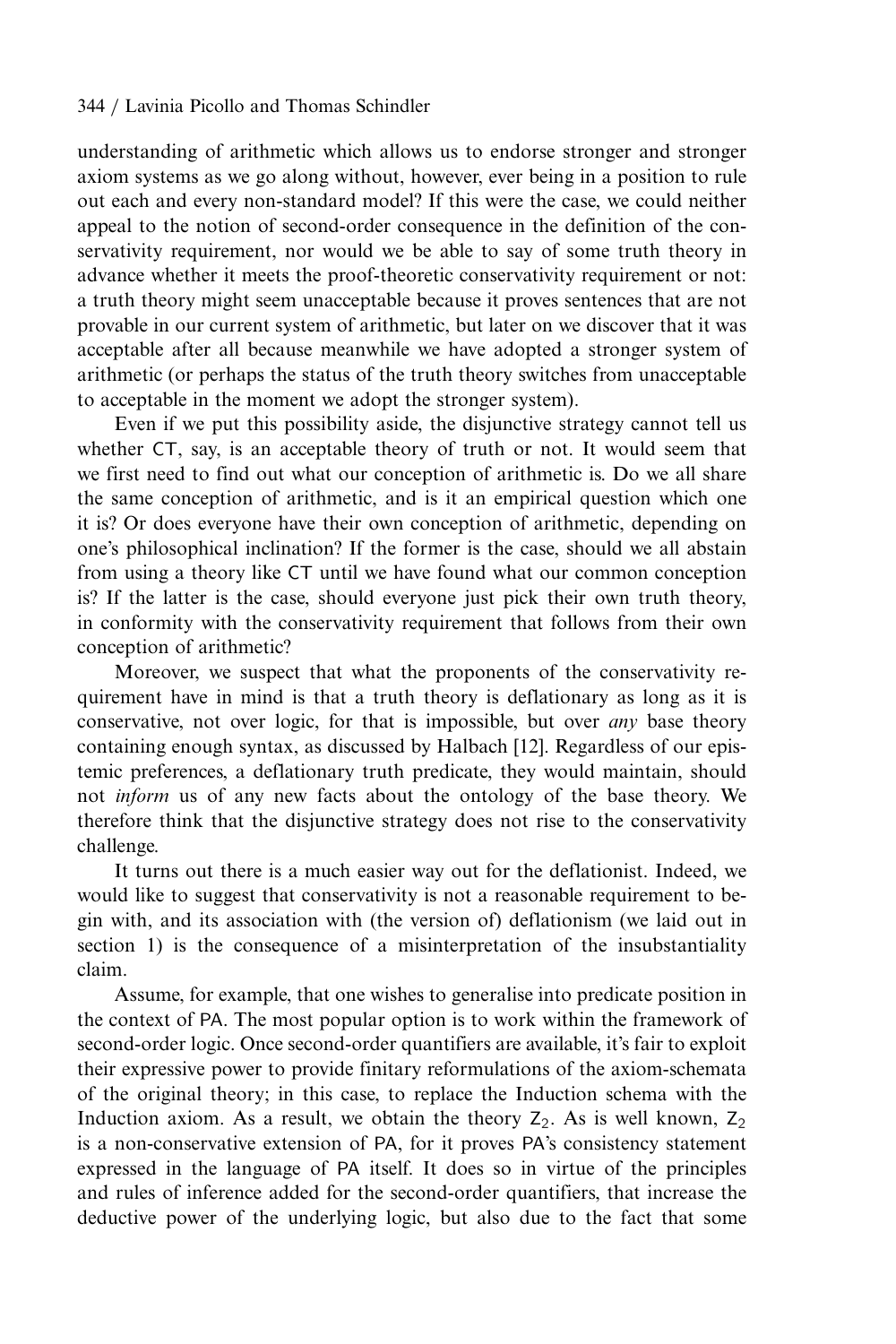understanding of arithmetic which allows us to endorse stronger and stronger axiom systems as we go along without, however, ever being in a position to rule out each and every non-standard model? If this were the case, we could neither appeal to the notion of second-order consequence in the definition of the conservativity requirement, nor would we be able to say of some truth theory in advance whether it meets the proof-theoretic conservativity requirement or not: a truth theory might seem unacceptable because it proves sentences that are not provable in our current system of arithmetic, but later on we discover that it was acceptable after all because meanwhile we have adopted a stronger system of arithmetic (or perhaps the status of the truth theory switches from unacceptable to acceptable in the moment we adopt the stronger system).

Even if we put this possibility aside, the disjunctive strategy cannot tell us whether CT, say, is an acceptable theory of truth or not. It would seem that we first need to find out what our conception of arithmetic is. Do we all share the same conception of arithmetic, and is it an empirical question which one it is? Or does everyone have their own conception of arithmetic, depending on one's philosophical inclination? If the former is the case, should we all abstain from using a theory like CT until we have found what our common conception is? If the latter is the case, should everyone just pick their own truth theory, in conformity with the conservativity requirement that follows from their own conception of arithmetic?

Moreover, we suspect that what the proponents of the conservativity requirement have in mind is that a truth theory is deflationary as long as it is conservative, not over logic, for that is impossible, but over *any* base theory containing enough syntax, as discussed by Halbach [12]. Regardless of our epistemic preferences, a deflationary truth predicate, they would maintain, should not *inform* us of any new facts about the ontology of the base theory. We therefore think that the disjunctive strategy does not rise to the conservativity challenge.

It turns out there is a much easier way out for the deflationist. Indeed, we would like to suggest that conservativity is not a reasonable requirement to begin with, and its association with (the version of) deflationism (we laid out in section 1) is the consequence of a misinterpretation of the insubstantiality claim.

Assume, for example, that one wishes to generalise into predicate position in the context of PA. The most popular option is to work within the framework of second-order logic. Once second-order quantifiers are available, it's fair to exploit their expressive power to provide finitary reformulations of the axiom-schemata of the original theory; in this case, to replace the Induction schema with the Induction axiom. As a result, we obtain the theory $Z_2$. As is well known, $Z_2$ is a non-conservative extension of PA, for it proves PA's consistency statement expressed in the language of PA itself. It does so in virtue of the principles and rules of inference added for the second-order quantifiers, that increase the deductive power of the underlying logic, but also due to the fact that some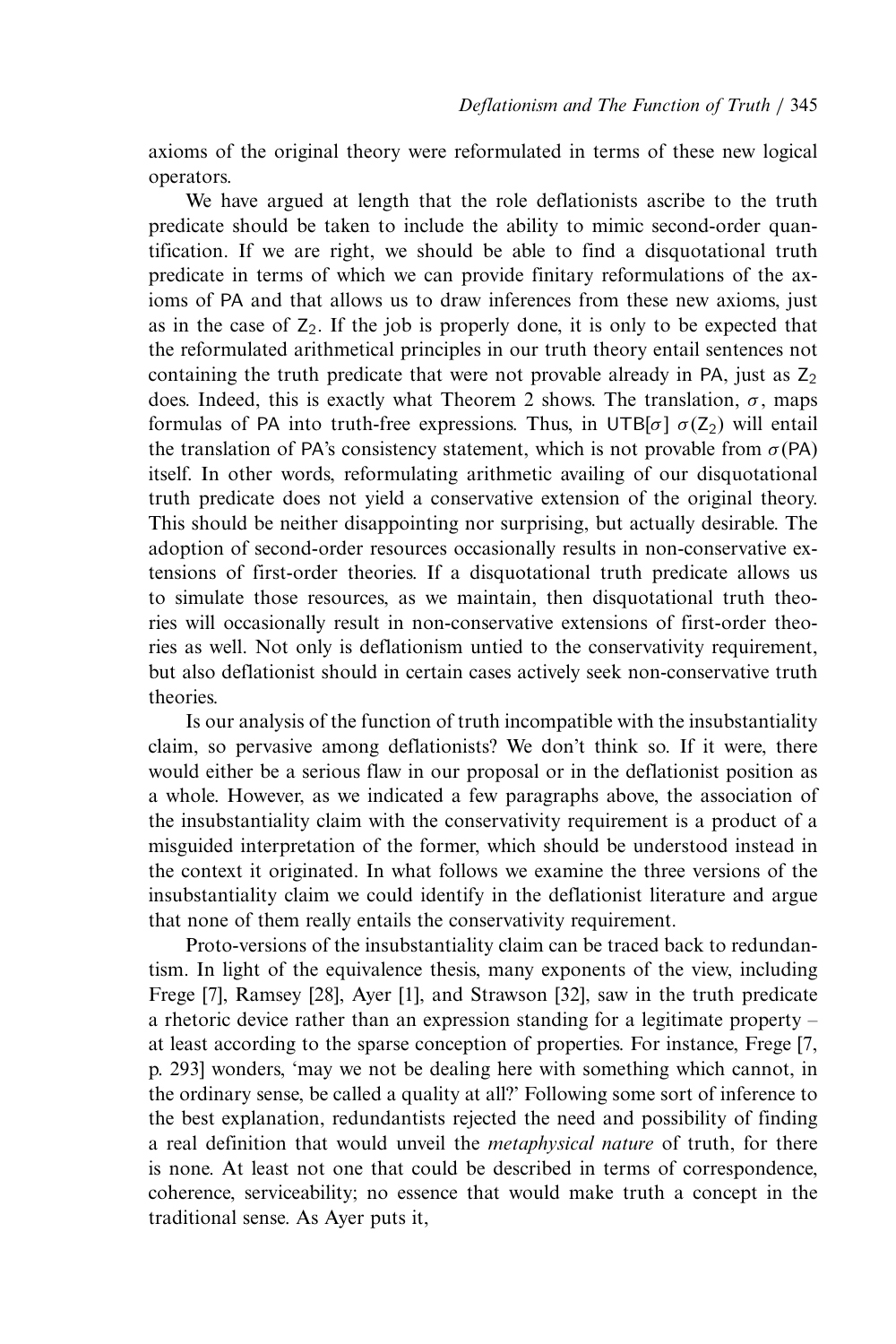axioms of the original theory were reformulated in terms of these new logical operators.

We have argued at length that the role deflationists ascribe to the truth predicate should be taken to include the ability to mimic second-order quantification. If we are right, we should be able to find a disquotational truth predicate in terms of which we can provide finitary reformulations of the axioms of PA and that allows us to draw inferences from these new axioms, just as in the case of $Z_2$. If the job is properly done, it is only to be expected that the reformulated arithmetical principles in our truth theory entail sentences not containing the truth predicate that were not provable already in PA, just as $Z_2$ does. Indeed, this is exactly what Theorem 2 shows. The translation, $\sigma$, maps formulas of PA into truth-free expressions. Thus, in $\mathsf{UTB}[\sigma]$ $\sigma(Z_2)$ will entail the translation of PA's consistency statement, which is not provable from $\sigma(\mathsf{PA})$ itself. In other words, reformulating arithmetic availing of our disquotational truth predicate does not yield a conservative extension of the original theory. This should be neither disappointing nor surprising, but actually desirable. The adoption of second-order resources occasionally results in non-conservative extensions of first-order theories. If a disquotational truth predicate allows us to simulate those resources, as we maintain, then disquotational truth theories will occasionally result in non-conservative extensions of first-order theories as well. Not only is deflationism untied to the conservativity requirement, but also deflationist should in certain cases actively seek non-conservative truth theories.

Is our analysis of the function of truth incompatible with the insubstantiality claim, so pervasive among deflationists? We don't think so. If it were, there would either be a serious flaw in our proposal or in the deflationist position as a whole. However, as we indicated a few paragraphs above, the association of the insubstantiality claim with the conservativity requirement is a product of a misguided interpretation of the former, which should be understood instead in the context it originated. In what follows we examine the three versions of the insubstantiality claim we could identify in the deflationist literature and argue that none of them really entails the conservativity requirement.

Proto-versions of the insubstantiality claim can be traced back to redundantism. In light of the equivalence thesis, many exponents of the view, including Frege [7], Ramsey [28], Ayer [1], and Strawson [32], saw in the truth predicate a rhetoric device rather than an expression standing for a legitimate property – at least according to the sparse conception of properties. For instance, Frege [7, p. 293] wonders, 'may we not be dealing here with something which cannot, in the ordinary sense, be called a quality at all?' Following some sort of inference to the best explanation, redundantists rejected the need and possibility of finding a real definition that would unveil the *metaphysical nature* of truth, for there is none. At least not one that could be described in terms of correspondence, coherence, serviceability; no essence that would make truth a concept in the traditional sense. As Ayer puts it,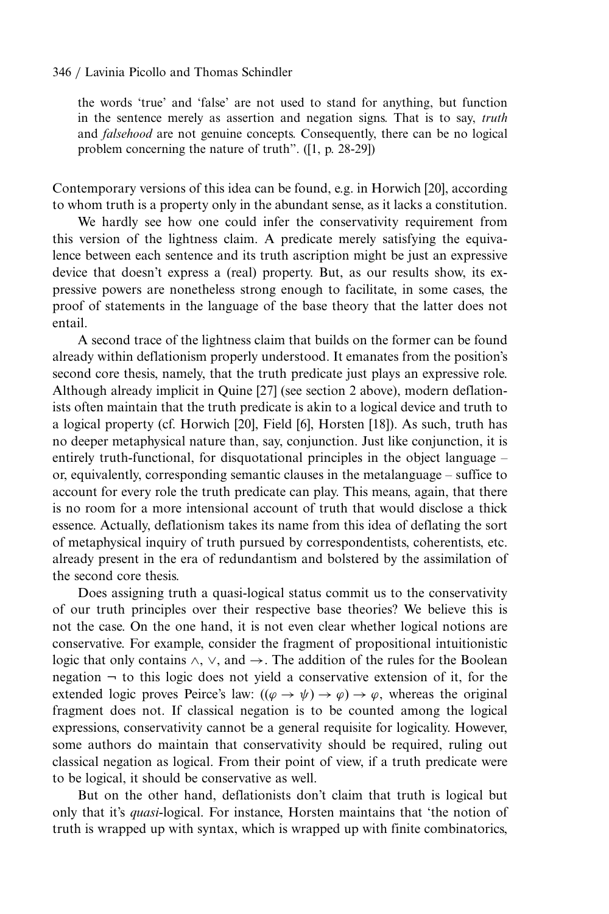the words 'true' and 'false' are not used to stand for anything, but function in the sentence merely as assertion and negation signs. That is to say, *truth* and *falsehood* are not genuine concepts. Consequently, there can be no logical problem concerning the nature of truth". ([1, p. 28-29])

Contemporary versions of this idea can be found, e.g. in Horwich [20], according to whom truth is a property only in the abundant sense, as it lacks a constitution.

We hardly see how one could infer the conservativity requirement from this version of the lightness claim. A predicate merely satisfying the equivalence between each sentence and its truth ascription might be just an expressive device that doesn't express a (real) property. But, as our results show, its expressive powers are nonetheless strong enough to facilitate, in some cases, the proof of statements in the language of the base theory that the latter does not entail.

A second trace of the lightness claim that builds on the former can be found already within deflationism properly understood. It emanates from the position's second core thesis, namely, that the truth predicate just plays an expressive role. Although already implicit in Quine [27] (see section 2 above), modern deflationists often maintain that the truth predicate is akin to a logical device and truth to a logical property (cf. Horwich [20], Field [6], Horsten [18]). As such, truth has no deeper metaphysical nature than, say, conjunction. Just like conjunction, it is entirely truth-functional, for disquotational principles in the object language – or, equivalently, corresponding semantic clauses in the metalanguage – suffice to account for every role the truth predicate can play. This means, again, that there is no room for a more intensional account of truth that would disclose a thick essence. Actually, deflationism takes its name from this idea of deflating the sort of metaphysical inquiry of truth pursued by correspondentists, coherentists, etc. already present in the era of redundantism and bolstered by the assimilation of the second core thesis.

Does assigning truth a quasi-logical status commit us to the conservativity of our truth principles over their respective base theories? We believe this is not the case. On the one hand, it is not even clear whether logical notions are conservative. For example, consider the fragment of propositional intuitionistic logic that only contains $\wedge$, $\vee$, and $\rightarrow$. The addition of the rules for the Boolean negation $\neg$ to this logic does not yield a conservative extension of it, for the extended logic proves Peirce's law: $((\varphi \rightarrow \psi) \rightarrow \varphi) \rightarrow \varphi$, whereas the original fragment does not. If classical negation is to be counted among the logical expressions, conservativity cannot be a general requisite for logicality. However, some authors do maintain that conservativity should be required, ruling out classical negation as logical. From their point of view, if a truth predicate were to be logical, it should be conservative as well.

But on the other hand, deflationists don't claim that truth is logical but only that it's *quasi*-logical. For instance, Horsten maintains that 'the notion of truth is wrapped up with syntax, which is wrapped up with finite combinatorics,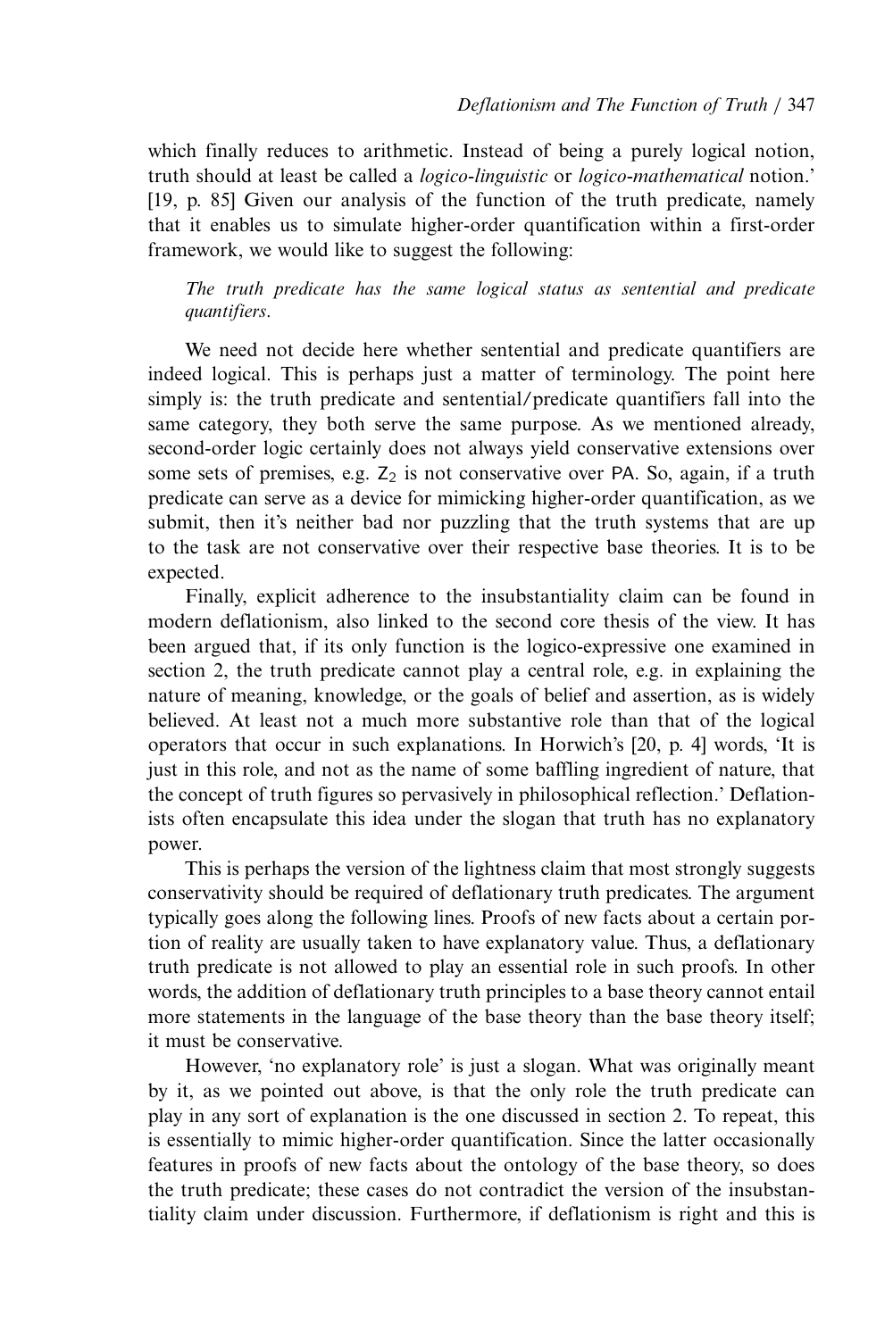which finally reduces to arithmetic. Instead of being a purely logical notion, truth should at least be called a *logico-linguistic* or *logico-mathematical* notion.' [19, p. 85] Given our analysis of the function of the truth predicate, namely that it enables us to simulate higher-order quantification within a first-order framework, we would like to suggest the following:

> *The truth predicate has the same logical status as sentential and predicate quantifiers.*

We need not decide here whether sentential and predicate quantifiers are indeed logical. This is perhaps just a matter of terminology. The point here simply is: the truth predicate and sentential/predicate quantifiers fall into the same category, they both serve the same purpose. As we mentioned already, second-order logic certainly does not always yield conservative extensions over some sets of premises, e.g. $\mathsf{Z}_2$ is not conservative over $\mathsf{PA}$. So, again, if a truth predicate can serve as a device for mimicking higher-order quantification, as we submit, then it's neither bad nor puzzling that the truth systems that are up to the task are not conservative over their respective base theories. It is to be expected.

Finally, explicit adherence to the insubstantiality claim can be found in modern deflationism, also linked to the second core thesis of the view. It has been argued that, if its only function is the logico-expressive one examined in section 2, the truth predicate cannot play a central role, e.g. in explaining the nature of meaning, knowledge, or the goals of belief and assertion, as is widely believed. At least not a much more substantive role than that of the logical operators that occur in such explanations. In Horwich's [20, p. 4] words, 'It is just in this role, and not as the name of some baffling ingredient of nature, that the concept of truth figures so pervasively in philosophical reflection.' Deflationists often encapsulate this idea under the slogan that truth has no explanatory power.

This is perhaps the version of the lightness claim that most strongly suggests conservativity should be required of deflationary truth predicates. The argument typically goes along the following lines. Proofs of new facts about a certain portion of reality are usually taken to have explanatory value. Thus, a deflationary truth predicate is not allowed to play an essential role in such proofs. In other words, the addition of deflationary truth principles to a base theory cannot entail more statements in the language of the base theory than the base theory itself; it must be conservative.

However, 'no explanatory role' is just a slogan. What was originally meant by it, as we pointed out above, is that the only role the truth predicate can play in any sort of explanation is the one discussed in section 2. To repeat, this is essentially to mimic higher-order quantification. Since the latter occasionally features in proofs of new facts about the ontology of the base theory, so does the truth predicate; these cases do not contradict the version of the insubstantiality claim under discussion. Furthermore, if deflationism is right and this is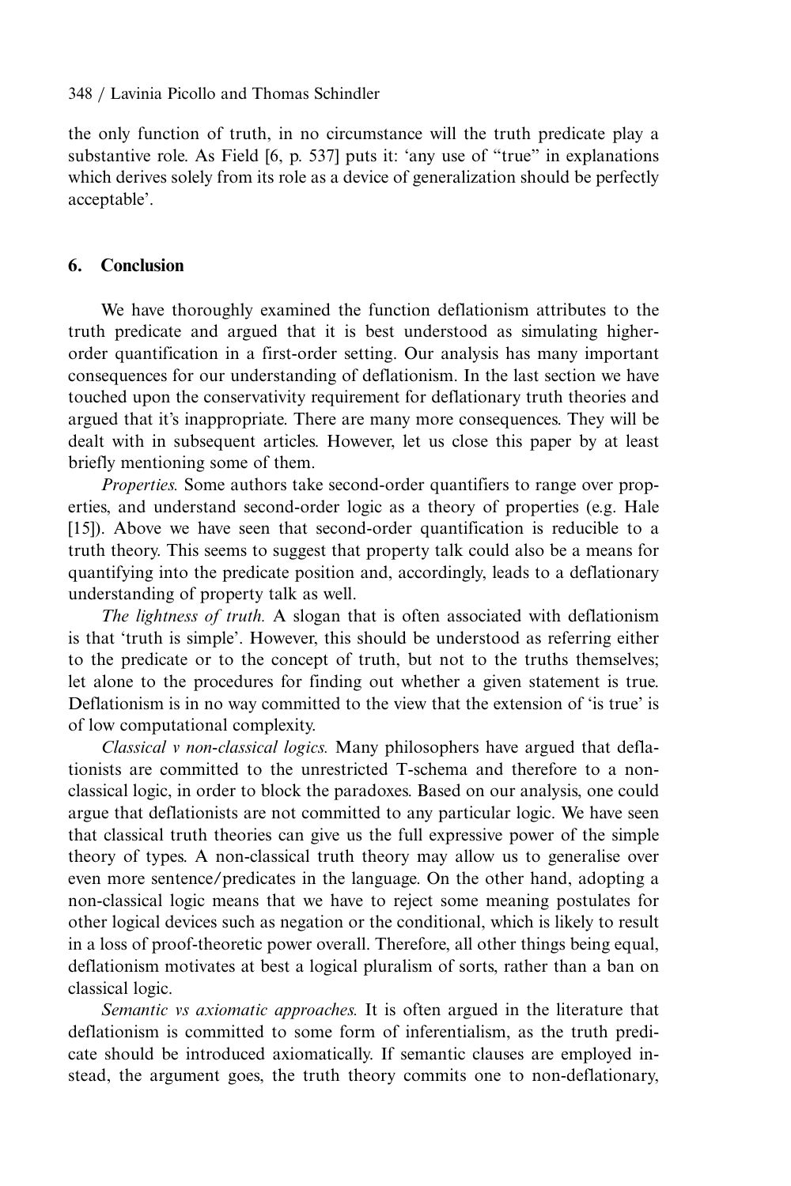the only function of truth, in no circumstance will the truth predicate play a substantive role. As Field [6, p. 537] puts it: 'any use of "true" in explanations which derives solely from its role as a device of generalization should be perfectly acceptable'.

## 6. Conclusion

We have thoroughly examined the function deflationism attributes to the truth predicate and argued that it is best understood as simulating higher-order quantification in a first-order setting. Our analysis has many important consequences for our understanding of deflationism. In the last section we have touched upon the conservativity requirement for deflationary truth theories and argued that it's inappropriate. There are many more consequences. They will be dealt with in subsequent articles. However, let us close this paper by at least briefly mentioning some of them.

*Properties.* Some authors take second-order quantifiers to range over properties, and understand second-order logic as a theory of properties (e.g. Hale [15]). Above we have seen that second-order quantification is reducible to a truth theory. This seems to suggest that property talk could also be a means for quantifying into the predicate position and, accordingly, leads to a deflationary understanding of property talk as well.

*The lightness of truth.* A slogan that is often associated with deflationism is that 'truth is simple'. However, this should be understood as referring either to the predicate or to the concept of truth, but not to the truths themselves; let alone to the procedures for finding out whether a given statement is true. Deflationism is in no way committed to the view that the extension of 'is true' is of low computational complexity.

*Classical v non-classical logics.* Many philosophers have argued that deflationists are committed to the unrestricted T-schema and therefore to a non-classical logic, in order to block the paradoxes. Based on our analysis, one could argue that deflationists are not committed to any particular logic. We have seen that classical truth theories can give us the full expressive power of the simple theory of types. A non-classical truth theory may allow us to generalise over even more sentence/predicates in the language. On the other hand, adopting a non-classical logic means that we have to reject some meaning postulates for other logical devices such as negation or the conditional, which is likely to result in a loss of proof-theoretic power overall. Therefore, all other things being equal, deflationism motivates at best a logical pluralism of sorts, rather than a ban on classical logic.

*Semantic vs axiomatic approaches.* It is often argued in the literature that deflationism is committed to some form of inferentialism, as the truth predicate should be introduced axiomatically. If semantic clauses are employed instead, the argument goes, the truth theory commits one to non-deflationary,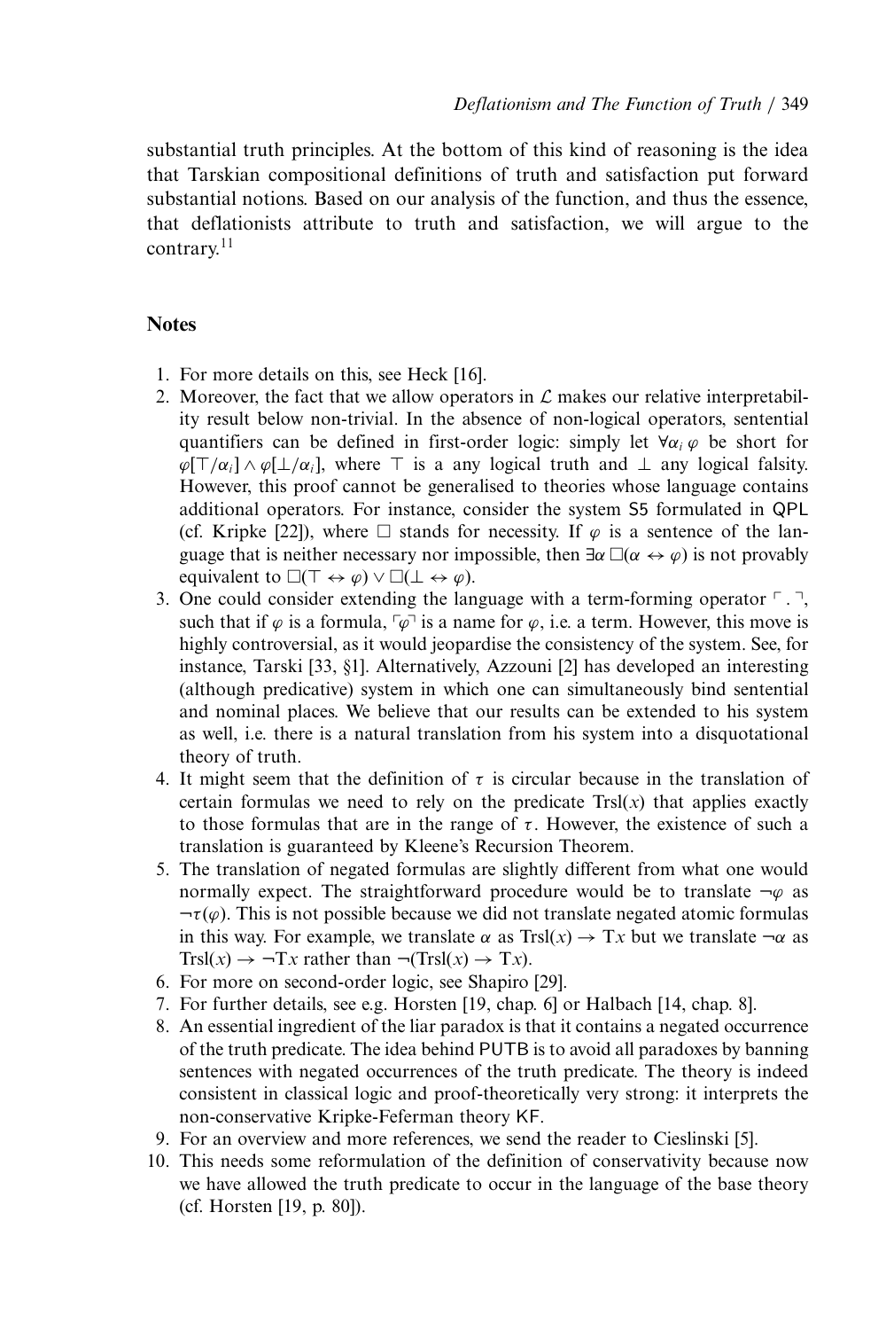substantial truth principles. At the bottom of this kind of reasoning is the idea that Tarskian compositional definitions of truth and satisfaction put forward substantial notions. Based on our analysis of the function, and thus the essence, that deflationists attribute to truth and satisfaction, we will argue to the contrary.[11]

## Notes

1. For more details on this, see Heck [16].
2. Moreover, the fact that we allow operators in $\mathcal{L}$ makes our relative interpretability result below non-trivial. In the absence of non-logical operators, sentential quantifiers can be defined in first-order logic: simply let $\forall \alpha_i \, \varphi$ be short for $\varphi[\top/\alpha_i] \wedge \varphi[\bot/\alpha_i]$, where $\top$ is a any logical truth and $\bot$ any logical falsity. However, this proof cannot be generalised to theories whose language contains additional operators. For instance, consider the system S5 formulated in QPL (cf. Kripke [22]), where $\Box$ stands for necessity. If $\varphi$ is a sentence of the language that is neither necessary nor impossible, then $\exists \alpha \, \Box(\alpha \leftrightarrow \varphi)$ is not provably equivalent to $\Box(\top \leftrightarrow \varphi) \vee \Box(\bot \leftrightarrow \varphi)$.
3. One could consider extending the language with a term-forming operator $\ulcorner . \urcorner$, such that if $\varphi$ is a formula, $\ulcorner \varphi \urcorner$ is a name for $\varphi$, i.e. a term. However, this move is highly controversial, as it would jeopardise the consistency of the system. See, for instance, Tarski [33, §1]. Alternatively, Azzouni [2] has developed an interesting (although predicative) system in which one can simultaneously bind sentential and nominal places. We believe that our results can be extended to his system as well, i.e. there is a natural translation from his system into a disquotational theory of truth.
4. It might seem that the definition of $\tau$ is circular because in the translation of certain formulas we need to rely on the predicate $\mathrm{Trsl}(x)$ that applies exactly to those formulas that are in the range of $\tau$. However, the existence of such a translation is guaranteed by Kleene's Recursion Theorem.
5. The translation of negated formulas are slightly different from what one would normally expect. The straightforward procedure would be to translate $\neg\varphi$ as $\neg\tau(\varphi)$. This is not possible because we did not translate negated atomic formulas in this way. For example, we translate $\alpha$ as $\mathrm{Trsl}(x) \rightarrow \mathrm{T}x$ but we translate $\neg\alpha$ as $\mathrm{Trsl}(x) \rightarrow \neg\mathrm{T}x$ rather than $\neg(\mathrm{Trsl}(x) \rightarrow \mathrm{T}x)$.
6. For more on second-order logic, see Shapiro [29].
7. For further details, see e.g. Horsten [19, chap. 6] or Halbach [14, chap. 8].
8. An essential ingredient of the liar paradox is that it contains a negated occurrence of the truth predicate. The idea behind PUTB is to avoid all paradoxes by banning sentences with negated occurrences of the truth predicate. The theory is indeed consistent in classical logic and proof-theoretically very strong: it interprets the non-conservative Kripke-Feferman theory KF.
9. For an overview and more references, we send the reader to Cieslinski [5].
10. This needs some reformulation of the definition of conservativity because now we have allowed the truth predicate to occur in the language of the base theory (cf. Horsten [19, p. 80]).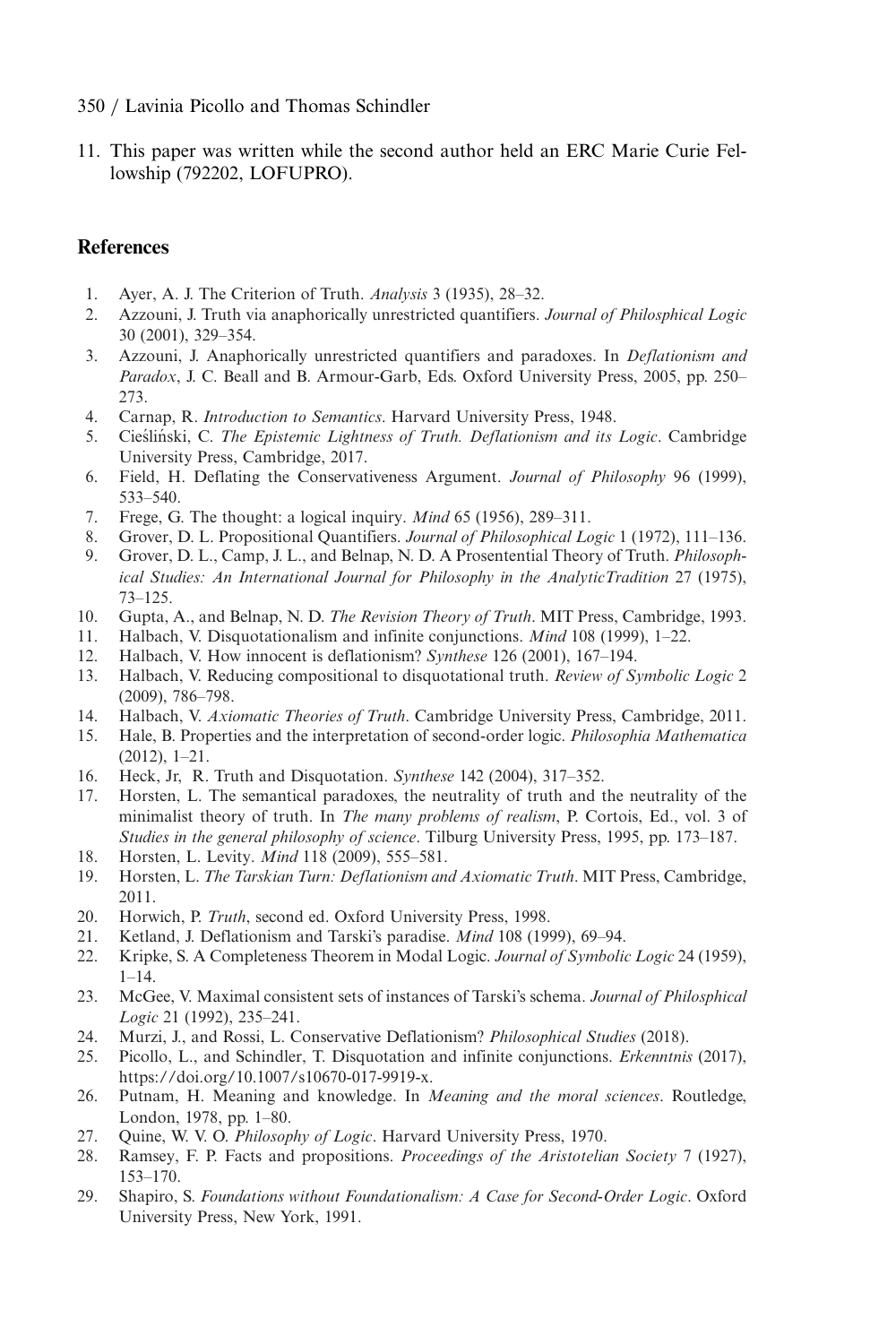11. This paper was written while the second author held an ERC Marie Curie Fellowship (792202, LOFUPRO).

## References

1. Ayer, A. J. The Criterion of Truth. *Analysis* 3 (1935), 28–32.
2. Azzouni, J. Truth via anaphorically unrestricted quantifiers. *Journal of Philosphical Logic* 30 (2001), 329–354.
3. Azzouni, J. Anaphorically unrestricted quantifiers and paradoxes. In *Deflationism and Paradox*, J. C. Beall and B. Armour-Garb, Eds. Oxford University Press, 2005, pp. 250–273.
4. Carnap, R. *Introduction to Semantics*. Harvard University Press, 1948.
5. Cieśliński, C. *The Epistemic Lightness of Truth. Deflationism and its Logic*. Cambridge University Press, Cambridge, 2017.
6. Field, H. Deflating the Conservativeness Argument. *Journal of Philosophy* 96 (1999), 533–540.
7. Frege, G. The thought: a logical inquiry. *Mind* 65 (1956), 289–311.
8. Grover, D. L. Propositional Quantifiers. *Journal of Philosophical Logic* 1 (1972), 111–136.
9. Grover, D. L., Camp, J. L., and Belnap, N. D. A Prosentential Theory of Truth. *Philosophical Studies: An International Journal for Philosophy in the AnalyticTradition* 27 (1975), 73–125.
10. Gupta, A., and Belnap, N. D. *The Revision Theory of Truth*. MIT Press, Cambridge, 1993.
11. Halbach, V. Disquotationalism and infinite conjunctions. *Mind* 108 (1999), 1–22.
12. Halbach, V. How innocent is deflationism? *Synthese* 126 (2001), 167–194.
13. Halbach, V. Reducing compositional to disquotational truth. *Review of Symbolic Logic* 2 (2009), 786–798.
14. Halbach, V. *Axiomatic Theories of Truth*. Cambridge University Press, Cambridge, 2011.
15. Hale, B. Properties and the interpretation of second-order logic. *Philosophia Mathematica* (2012), 1–21.
16. Heck, Jr, R. Truth and Disquotation. *Synthese* 142 (2004), 317–352.
17. Horsten, L. The semantical paradoxes, the neutrality of truth and the neutrality of the minimalist theory of truth. In *The many problems of realism*, P. Cortois, Ed., vol. 3 of *Studies in the general philosophy of science*. Tilburg University Press, 1995, pp. 173–187.
18. Horsten, L. Levity. *Mind* 118 (2009), 555–581.
19. Horsten, L. *The Tarskian Turn: Deflationism and Axiomatic Truth*. MIT Press, Cambridge, 2011.
20. Horwich, P. *Truth*, second ed. Oxford University Press, 1998.
21. Ketland, J. Deflationism and Tarski's paradise. *Mind* 108 (1999), 69–94.
22. Kripke, S. A Completeness Theorem in Modal Logic. *Journal of Symbolic Logic* 24 (1959), 1–14.
23. McGee, V. Maximal consistent sets of instances of Tarski's schema. *Journal of Philosphical Logic* 21 (1992), 235–241.
24. Murzi, J., and Rossi, L. Conservative Deflationism? *Philosophical Studies* (2018).
25. Picollo, L., and Schindler, T. Disquotation and infinite conjunctions. *Erkenntnis* (2017), https://doi.org/10.1007/s10670-017-9919-x.
26. Putnam, H. Meaning and knowledge. In *Meaning and the moral sciences*. Routledge, London, 1978, pp. 1–80.
27. Quine, W. V. O. *Philosophy of Logic*. Harvard University Press, 1970.
28. Ramsey, F. P. Facts and propositions. *Proceedings of the Aristotelian Society* 7 (1927), 153–170.
29. Shapiro, S. *Foundations without Foundationalism: A Case for Second-Order Logic*. Oxford University Press, New York, 1991.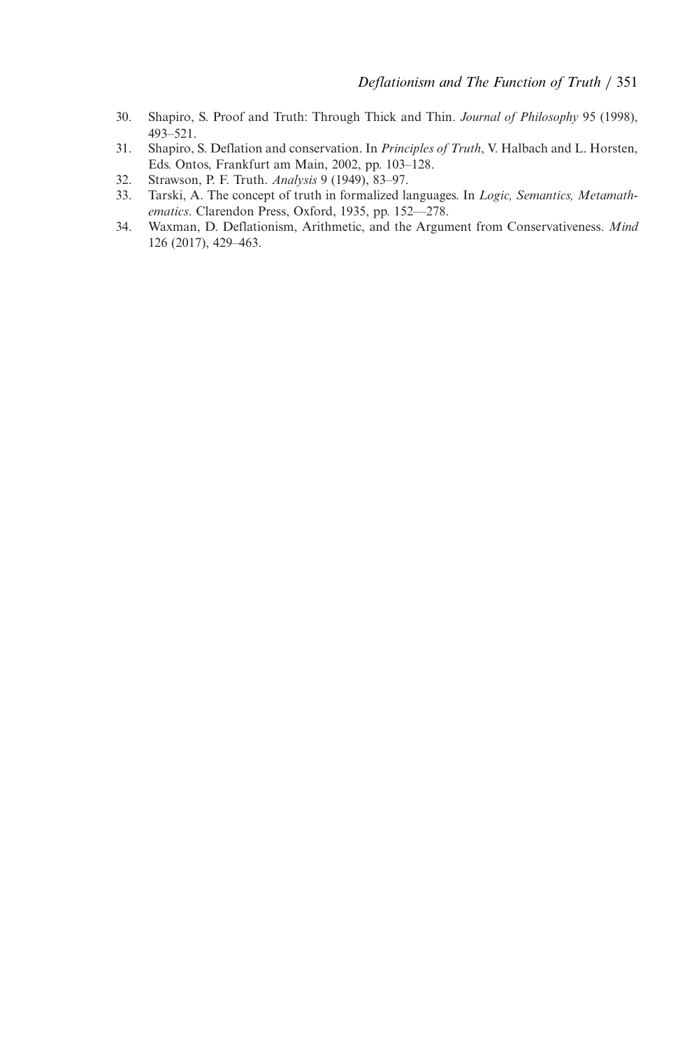30. Shapiro, S. Proof and Truth: Through Thick and Thin. *Journal of Philosophy* 95 (1998), 493–521.
31. Shapiro, S. Deflation and conservation. In *Principles of Truth*, V. Halbach and L. Horsten, Eds. Ontos, Frankfurt am Main, 2002, pp. 103–128.
32. Strawson, P. F. Truth. *Analysis* 9 (1949), 83–97.
33. Tarski, A. The concept of truth in formalized languages. In *Logic, Semantics, Metamathematics*. Clarendon Press, Oxford, 1935, pp. 152—278.
34. Waxman, D. Deflationism, Arithmetic, and the Argument from Conservativeness. *Mind* 126 (2017), 429–463.